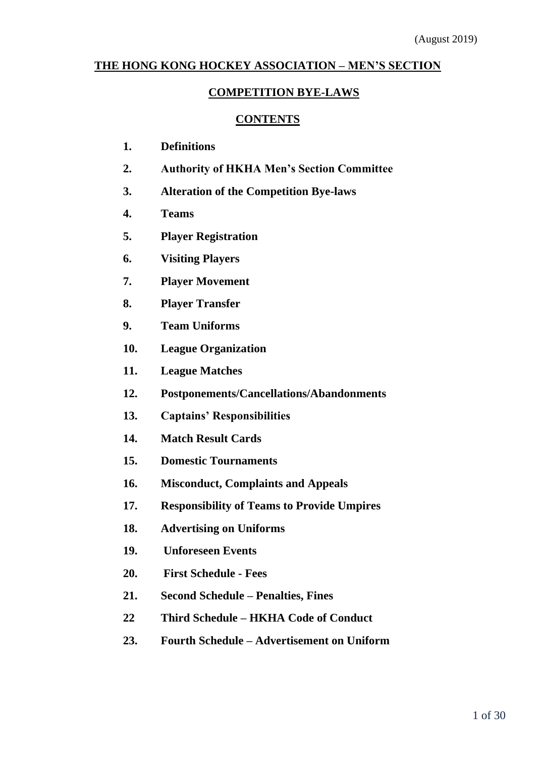(August 2019)

# THE HONG KONG HOCKEY ASSOCIATION – MEN'S SECTION

## COMPETITION BYE-LAWS

## CONTENTS

1. **Definitions**
2. **Authority of HKHA Men's Section Committee**
3. **Alteration of the Competition Bye-laws**
4. **Teams**
5. **Player Registration**
6. **Visiting Players**
7. **Player Movement**
8. **Player Transfer**
9. **Team Uniforms**
10. **League Organization**
11. **League Matches**
12. **Postponements/Cancellations/Abandonments**
13. **Captains' Responsibilities**
14. **Match Result Cards**
15. **Domestic Tournaments**
16. **Misconduct, Complaints and Appeals**
17. **Responsibility of Teams to Provide Umpires**
18. **Advertising on Uniforms**
19. **Unforeseen Events**
20. **First Schedule - Fees**
21. **Second Schedule – Penalties, Fines**
22. **Third Schedule – HKHA Code of Conduct**
23. **Fourth Schedule – Advertisement on Uniform**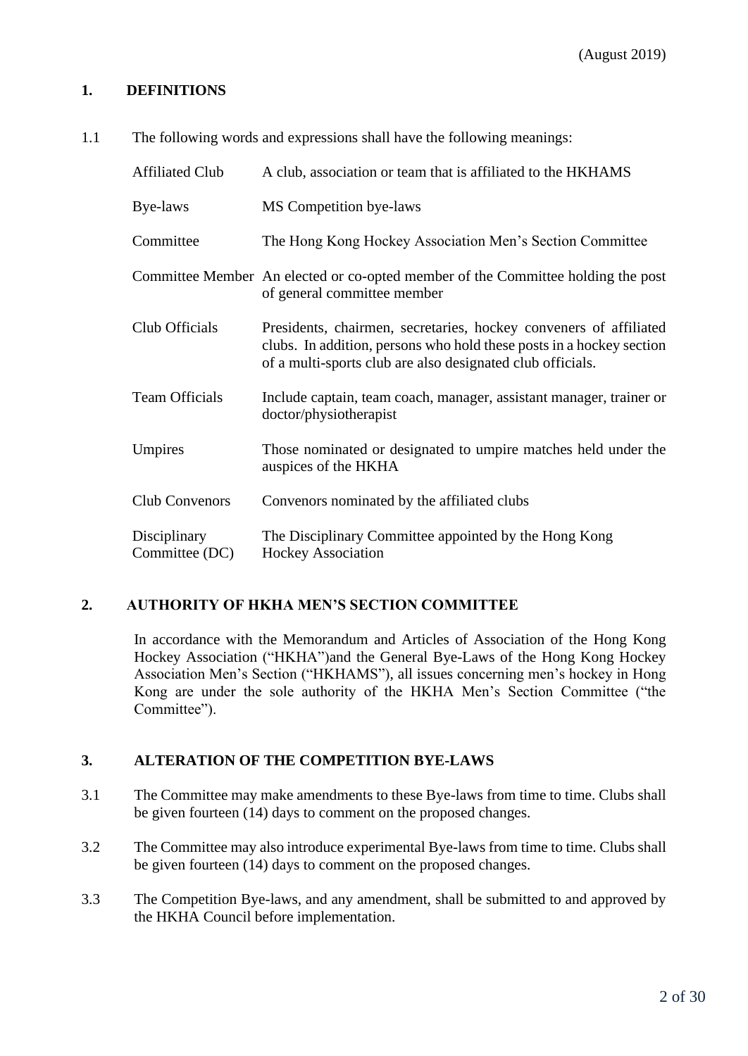(August 2019)

## 1. DEFINITIONS

1.1 The following words and expressions shall have the following meanings:

| | |
|---|---|
| Affiliated Club | A club, association or team that is affiliated to the HKHAMS |
| Bye-laws | MS Competition bye-laws |
| Committee | The Hong Kong Hockey Association Men's Section Committee |
| Committee Member | An elected or co-opted member of the Committee holding the post of general committee member |
| Club Officials | Presidents, chairmen, secretaries, hockey conveners of affiliated clubs. In addition, persons who hold these posts in a hockey section of a multi-sports club are also designated club officials. |
| Team Officials | Include captain, team coach, manager, assistant manager, trainer or doctor/physiotherapist |
| Umpires | Those nominated or designated to umpire matches held under the auspices of the HKHA |
| Club Convenors | Convenors nominated by the affiliated clubs |
| Disciplinary Committee (DC) | The Disciplinary Committee appointed by the Hong Kong Hockey Association |

## 2. AUTHORITY OF HKHA MEN'S SECTION COMMITTEE

In accordance with the Memorandum and Articles of Association of the Hong Kong Hockey Association ("HKHA")and the General Bye-Laws of the Hong Kong Hockey Association Men's Section ("HKHAMS"), all issues concerning men's hockey in Hong Kong are under the sole authority of the HKHA Men's Section Committee ("the Committee").

## 3. ALTERATION OF THE COMPETITION BYE-LAWS

3.1 The Committee may make amendments to these Bye-laws from time to time. Clubs shall be given fourteen (14) days to comment on the proposed changes.

3.2 The Committee may also introduce experimental Bye-laws from time to time. Clubs shall be given fourteen (14) days to comment on the proposed changes.

3.3 The Competition Bye-laws, and any amendment, shall be submitted to and approved by the HKHA Council before implementation.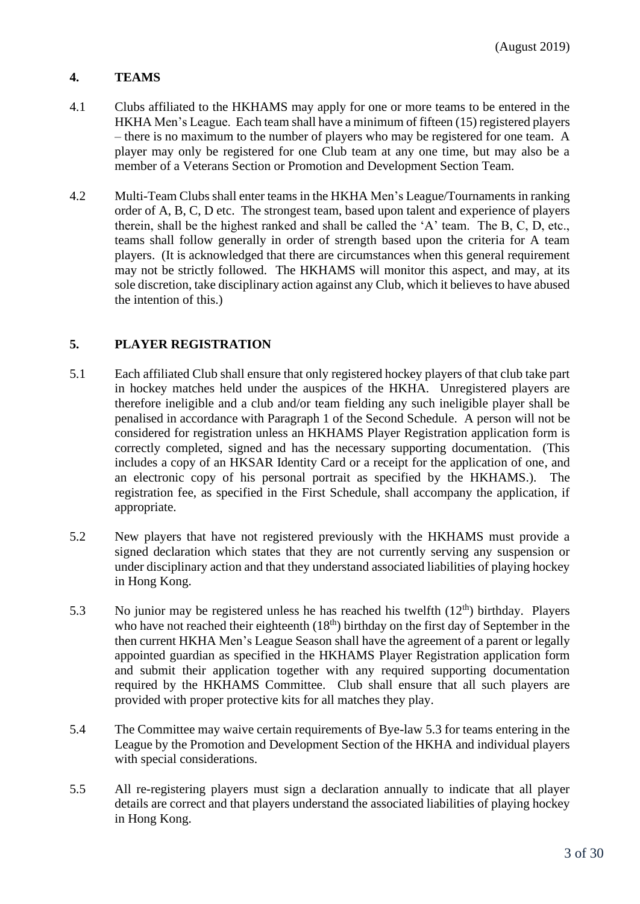(August 2019)

## 4. TEAMS

4.1 Clubs affiliated to the HKHAMS may apply for one or more teams to be entered in the HKHA Men's League. Each team shall have a minimum of fifteen (15) registered players – there is no maximum to the number of players who may be registered for one team. A player may only be registered for one Club team at any one time, but may also be a member of a Veterans Section or Promotion and Development Section Team.

4.2 Multi-Team Clubs shall enter teams in the HKHA Men's League/Tournaments in ranking order of A, B, C, D etc. The strongest team, based upon talent and experience of players therein, shall be the highest ranked and shall be called the 'A' team. The B, C, D, etc., teams shall follow generally in order of strength based upon the criteria for A team players. (It is acknowledged that there are circumstances when this general requirement may not be strictly followed. The HKHAMS will monitor this aspect, and may, at its sole discretion, take disciplinary action against any Club, which it believes to have abused the intention of this.)

## 5. PLAYER REGISTRATION

5.1 Each affiliated Club shall ensure that only registered hockey players of that club take part in hockey matches held under the auspices of the HKHA. Unregistered players are therefore ineligible and a club and/or team fielding any such ineligible player shall be penalised in accordance with Paragraph 1 of the Second Schedule. A person will not be considered for registration unless an HKHAMS Player Registration application form is correctly completed, signed and has the necessary supporting documentation. (This includes a copy of an HKSAR Identity Card or a receipt for the application of one, and an electronic copy of his personal portrait as specified by the HKHAMS.). The registration fee, as specified in the First Schedule, shall accompany the application, if appropriate.

5.2 New players that have not registered previously with the HKHAMS must provide a signed declaration which states that they are not currently serving any suspension or under disciplinary action and that they understand associated liabilities of playing hockey in Hong Kong.

5.3 No junior may be registered unless he has reached his twelfth (12th) birthday. Players who have not reached their eighteenth (18th) birthday on the first day of September in the then current HKHA Men's League Season shall have the agreement of a parent or legally appointed guardian as specified in the HKHAMS Player Registration application form and submit their application together with any required supporting documentation required by the HKHAMS Committee. Club shall ensure that all such players are provided with proper protective kits for all matches they play.

5.4 The Committee may waive certain requirements of Bye-law 5.3 for teams entering in the League by the Promotion and Development Section of the HKHA and individual players with special considerations.

5.5 All re-registering players must sign a declaration annually to indicate that all player details are correct and that players understand the associated liabilities of playing hockey in Hong Kong.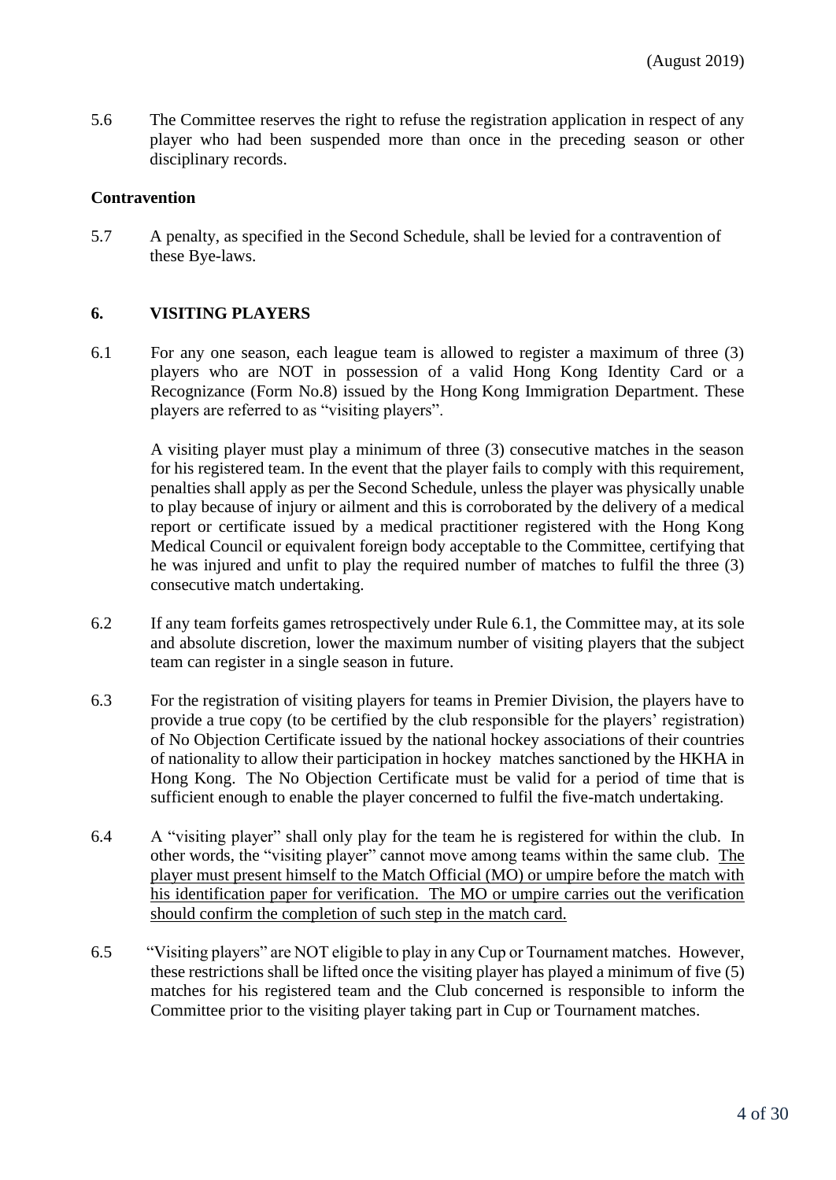5.6 The Committee reserves the right to refuse the registration application in respect of any player who had been suspended more than once in the preceding season or other disciplinary records.

**Contravention**

5.7 A penalty, as specified in the Second Schedule, shall be levied for a contravention of these Bye-laws.

## 6. VISITING PLAYERS

6.1 For any one season, each league team is allowed to register a maximum of three (3) players who are NOT in possession of a valid Hong Kong Identity Card or a Recognizance (Form No.8) issued by the Hong Kong Immigration Department. These players are referred to as "visiting players".

A visiting player must play a minimum of three (3) consecutive matches in the season for his registered team. In the event that the player fails to comply with this requirement, penalties shall apply as per the Second Schedule, unless the player was physically unable to play because of injury or ailment and this is corroborated by the delivery of a medical report or certificate issued by a medical practitioner registered with the Hong Kong Medical Council or equivalent foreign body acceptable to the Committee, certifying that he was injured and unfit to play the required number of matches to fulfil the three (3) consecutive match undertaking.

6.2 If any team forfeits games retrospectively under Rule 6.1, the Committee may, at its sole and absolute discretion, lower the maximum number of visiting players that the subject team can register in a single season in future.

6.3 For the registration of visiting players for teams in Premier Division, the players have to provide a true copy (to be certified by the club responsible for the players' registration) of No Objection Certificate issued by the national hockey associations of their countries of nationality to allow their participation in hockey matches sanctioned by the HKHA in Hong Kong. The No Objection Certificate must be valid for a period of time that is sufficient enough to enable the player concerned to fulfil the five-match undertaking.

6.4 A "visiting player" shall only play for the team he is registered for within the club. In other words, the "visiting player" cannot move among teams within the same club. <u>The player must present himself to the Match Official (MO) or umpire before the match with his identification paper for verification. The MO or umpire carries out the verification should confirm the completion of such step in the match card.</u>

6.5 "Visiting players" are NOT eligible to play in any Cup or Tournament matches. However, these restrictions shall be lifted once the visiting player has played a minimum of five (5) matches for his registered team and the Club concerned is responsible to inform the Committee prior to the visiting player taking part in Cup or Tournament matches.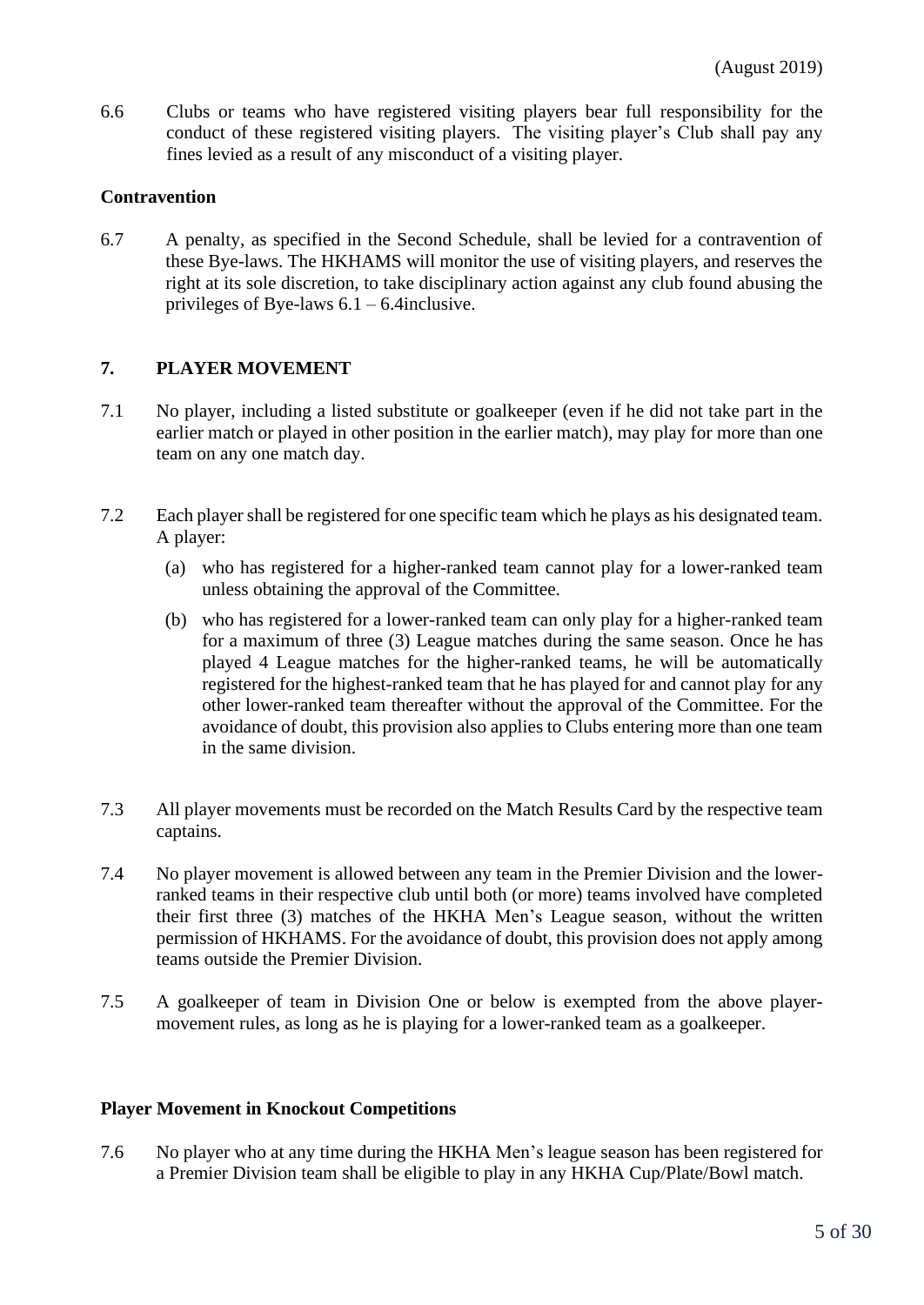(August 2019)

6.6 Clubs or teams who have registered visiting players bear full responsibility for the conduct of these registered visiting players. The visiting player's Club shall pay any fines levied as a result of any misconduct of a visiting player.

**Contravention**

6.7 A penalty, as specified in the Second Schedule, shall be levied for a contravention of these Bye-laws. The HKHAMS will monitor the use of visiting players, and reserves the right at its sole discretion, to take disciplinary action against any club found abusing the privileges of Bye-laws 6.1 – 6.4inclusive.

## 7. PLAYER MOVEMENT

7.1 No player, including a listed substitute or goalkeeper (even if he did not take part in the earlier match or played in other position in the earlier match), may play for more than one team on any one match day.

7.2 Each player shall be registered for one specific team which he plays as his designated team. A player:

(a) who has registered for a higher-ranked team cannot play for a lower-ranked team unless obtaining the approval of the Committee.

(b) who has registered for a lower-ranked team can only play for a higher-ranked team for a maximum of three (3) League matches during the same season. Once he has played 4 League matches for the higher-ranked teams, he will be automatically registered for the highest-ranked team that he has played for and cannot play for any other lower-ranked team thereafter without the approval of the Committee. For the avoidance of doubt, this provision also applies to Clubs entering more than one team in the same division.

7.3 All player movements must be recorded on the Match Results Card by the respective team captains.

7.4 No player movement is allowed between any team in the Premier Division and the lower-ranked teams in their respective club until both (or more) teams involved have completed their first three (3) matches of the HKHA Men's League season, without the written permission of HKHAMS. For the avoidance of doubt, this provision does not apply among teams outside the Premier Division.

7.5 A goalkeeper of team in Division One or below is exempted from the above player-movement rules, as long as he is playing for a lower-ranked team as a goalkeeper.

**Player Movement in Knockout Competitions**

7.6 No player who at any time during the HKHA Men's league season has been registered for a Premier Division team shall be eligible to play in any HKHA Cup/Plate/Bowl match.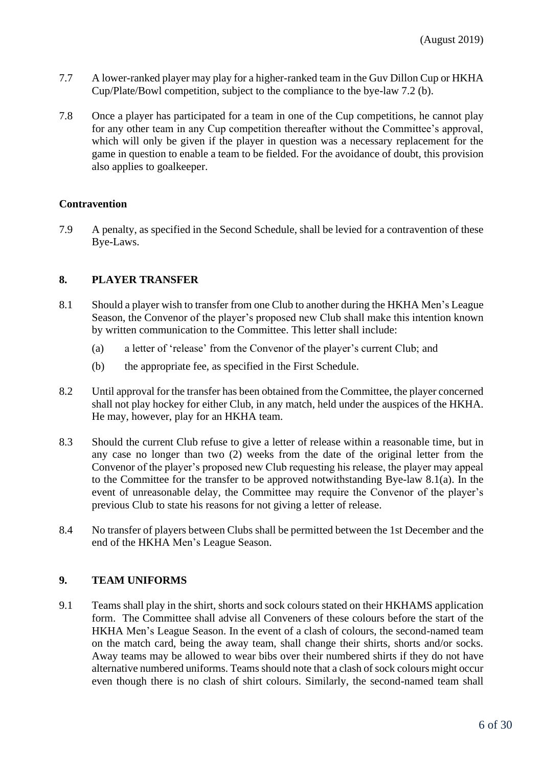7.7 A lower-ranked player may play for a higher-ranked team in the Guv Dillon Cup or HKHA Cup/Plate/Bowl competition, subject to the compliance to the bye-law 7.2 (b).

7.8 Once a player has participated for a team in one of the Cup competitions, he cannot play for any other team in any Cup competition thereafter without the Committee's approval, which will only be given if the player in question was a necessary replacement for the game in question to enable a team to be fielded. For the avoidance of doubt, this provision also applies to goalkeeper.

**Contravention**

7.9 A penalty, as specified in the Second Schedule, shall be levied for a contravention of these Bye-Laws.

## 8. PLAYER TRANSFER

8.1 Should a player wish to transfer from one Club to another during the HKHA Men's League Season, the Convenor of the player's proposed new Club shall make this intention known by written communication to the Committee. This letter shall include:

(a) a letter of 'release' from the Convenor of the player's current Club; and

(b) the appropriate fee, as specified in the First Schedule.

8.2 Until approval for the transfer has been obtained from the Committee, the player concerned shall not play hockey for either Club, in any match, held under the auspices of the HKHA. He may, however, play for an HKHA team.

8.3 Should the current Club refuse to give a letter of release within a reasonable time, but in any case no longer than two (2) weeks from the date of the original letter from the Convenor of the player's proposed new Club requesting his release, the player may appeal to the Committee for the transfer to be approved notwithstanding Bye-law 8.1(a). In the event of unreasonable delay, the Committee may require the Convenor of the player's previous Club to state his reasons for not giving a letter of release.

8.4 No transfer of players between Clubs shall be permitted between the 1st December and the end of the HKHA Men's League Season.

## 9. TEAM UNIFORMS

9.1 Teams shall play in the shirt, shorts and sock colours stated on their HKHAMS application form. The Committee shall advise all Conveners of these colours before the start of the HKHA Men's League Season. In the event of a clash of colours, the second-named team on the match card, being the away team, shall change their shirts, shorts and/or socks. Away teams may be allowed to wear bibs over their numbered shirts if they do not have alternative numbered uniforms. Teams should note that a clash of sock colours might occur even though there is no clash of shirt colours. Similarly, the second-named team shall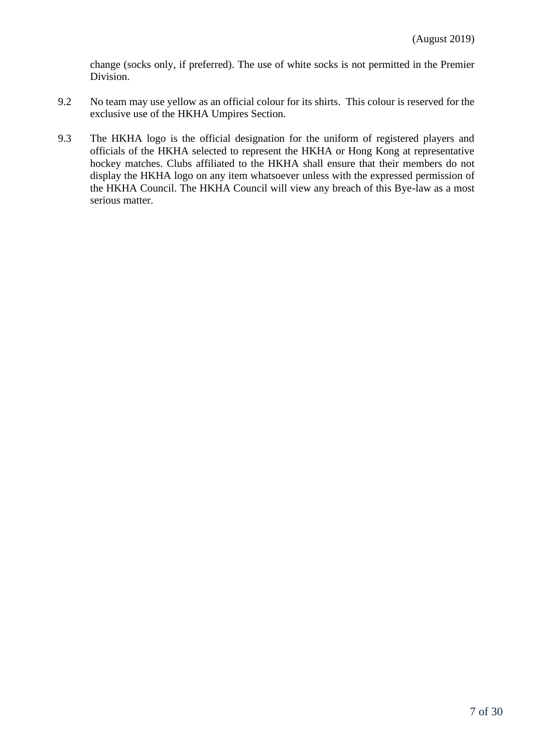change (socks only, if preferred). The use of white socks is not permitted in the Premier Division.

9.2 No team may use yellow as an official colour for its shirts. This colour is reserved for the exclusive use of the HKHA Umpires Section.

9.3 The HKHA logo is the official designation for the uniform of registered players and officials of the HKHA selected to represent the HKHA or Hong Kong at representative hockey matches. Clubs affiliated to the HKHA shall ensure that their members do not display the HKHA logo on any item whatsoever unless with the expressed permission of the HKHA Council. The HKHA Council will view any breach of this Bye-law as a most serious matter.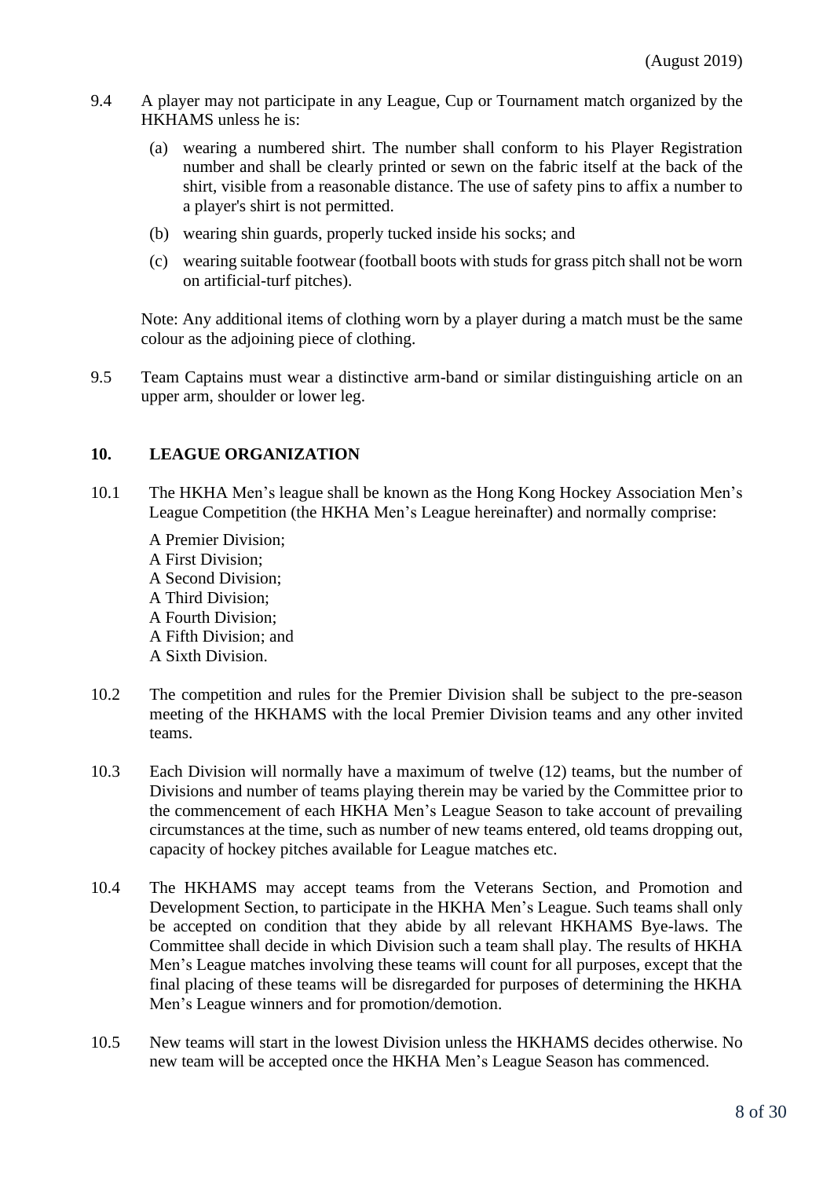9.4 A player may not participate in any League, Cup or Tournament match organized by the HKHAMS unless he is:

(a) wearing a numbered shirt. The number shall conform to his Player Registration number and shall be clearly printed or sewn on the fabric itself at the back of the shirt, visible from a reasonable distance. The use of safety pins to affix a number to a player's shirt is not permitted.

(b) wearing shin guards, properly tucked inside his socks; and

(c) wearing suitable footwear (football boots with studs for grass pitch shall not be worn on artificial-turf pitches).

Note: Any additional items of clothing worn by a player during a match must be the same colour as the adjoining piece of clothing.

9.5 Team Captains must wear a distinctive arm-band or similar distinguishing article on an upper arm, shoulder or lower leg.

## 10. LEAGUE ORGANIZATION

10.1 The HKHA Men's league shall be known as the Hong Kong Hockey Association Men's League Competition (the HKHA Men's League hereinafter) and normally comprise:

A Premier Division;  
A First Division;  
A Second Division;  
A Third Division;  
A Fourth Division;  
A Fifth Division; and  
A Sixth Division.

10.2 The competition and rules for the Premier Division shall be subject to the pre-season meeting of the HKHAMS with the local Premier Division teams and any other invited teams.

10.3 Each Division will normally have a maximum of twelve (12) teams, but the number of Divisions and number of teams playing therein may be varied by the Committee prior to the commencement of each HKHA Men's League Season to take account of prevailing circumstances at the time, such as number of new teams entered, old teams dropping out, capacity of hockey pitches available for League matches etc.

10.4 The HKHAMS may accept teams from the Veterans Section, and Promotion and Development Section, to participate in the HKHA Men's League. Such teams shall only be accepted on condition that they abide by all relevant HKHAMS Bye-laws. The Committee shall decide in which Division such a team shall play. The results of HKHA Men's League matches involving these teams will count for all purposes, except that the final placing of these teams will be disregarded for purposes of determining the HKHA Men's League winners and for promotion/demotion.

10.5 New teams will start in the lowest Division unless the HKHAMS decides otherwise. No new team will be accepted once the HKHA Men's League Season has commenced.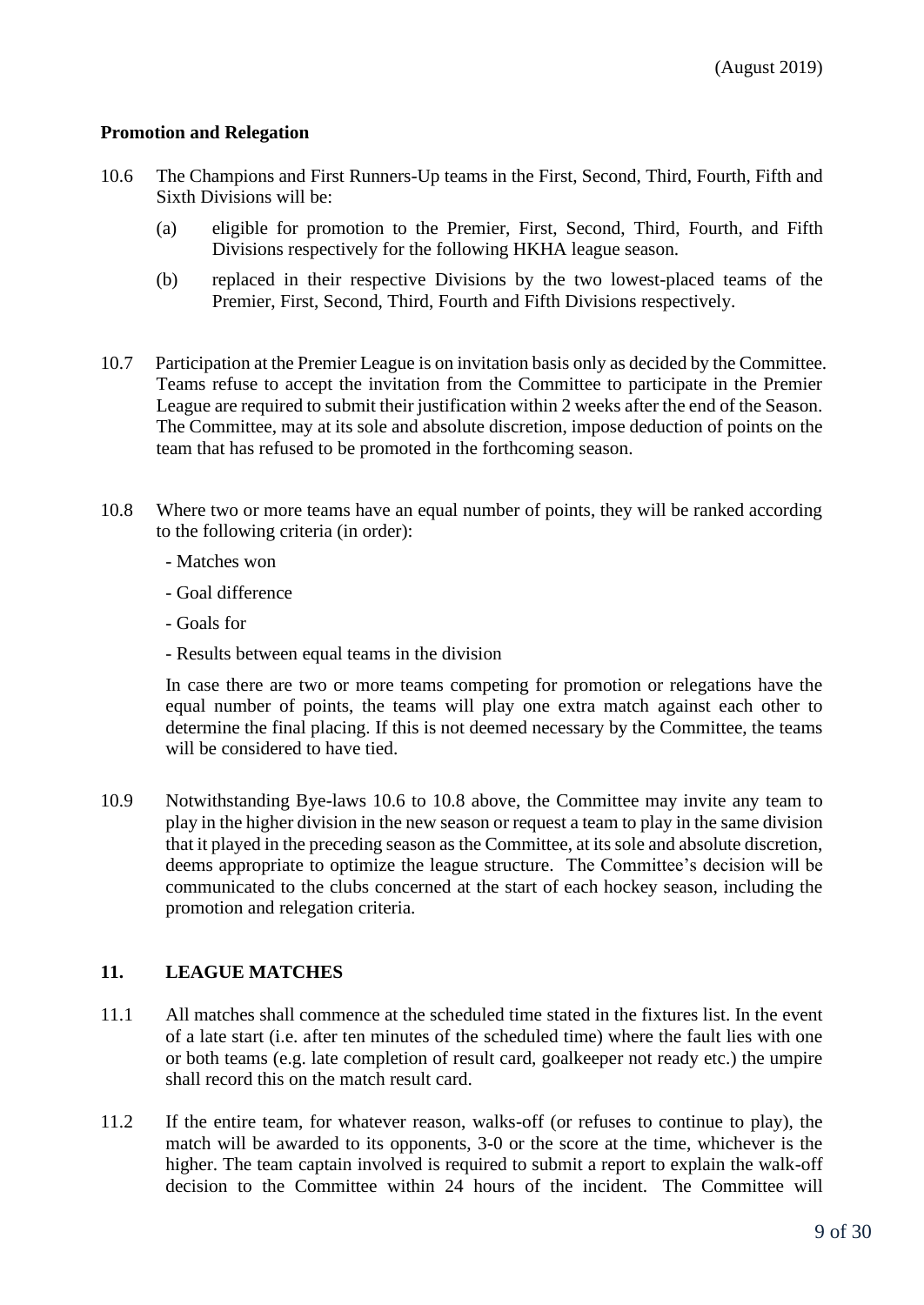**Promotion and Relegation**

10.6 The Champions and First Runners-Up teams in the First, Second, Third, Fourth, Fifth and Sixth Divisions will be:

(a) eligible for promotion to the Premier, First, Second, Third, Fourth, and Fifth Divisions respectively for the following HKHA league season.

(b) replaced in their respective Divisions by the two lowest-placed teams of the Premier, First, Second, Third, Fourth and Fifth Divisions respectively.

10.7 Participation at the Premier League is on invitation basis only as decided by the Committee. Teams refuse to accept the invitation from the Committee to participate in the Premier League are required to submit their justification within 2 weeks after the end of the Season. The Committee, may at its sole and absolute discretion, impose deduction of points on the team that has refused to be promoted in the forthcoming season.

10.8 Where two or more teams have an equal number of points, they will be ranked according to the following criteria (in order):

- Matches won
- Goal difference
- Goals for
- Results between equal teams in the division

In case there are two or more teams competing for promotion or relegations have the equal number of points, the teams will play one extra match against each other to determine the final placing. If this is not deemed necessary by the Committee, the teams will be considered to have tied.

10.9 Notwithstanding Bye-laws 10.6 to 10.8 above, the Committee may invite any team to play in the higher division in the new season or request a team to play in the same division that it played in the preceding season as the Committee, at its sole and absolute discretion, deems appropriate to optimize the league structure. The Committee's decision will be communicated to the clubs concerned at the start of each hockey season, including the promotion and relegation criteria.

## 11. LEAGUE MATCHES

11.1 All matches shall commence at the scheduled time stated in the fixtures list. In the event of a late start (i.e. after ten minutes of the scheduled time) where the fault lies with one or both teams (e.g. late completion of result card, goalkeeper not ready etc.) the umpire shall record this on the match result card.

11.2 If the entire team, for whatever reason, walks-off (or refuses to continue to play), the match will be awarded to its opponents, 3-0 or the score at the time, whichever is the higher. The team captain involved is required to submit a report to explain the walk-off decision to the Committee within 24 hours of the incident. The Committee will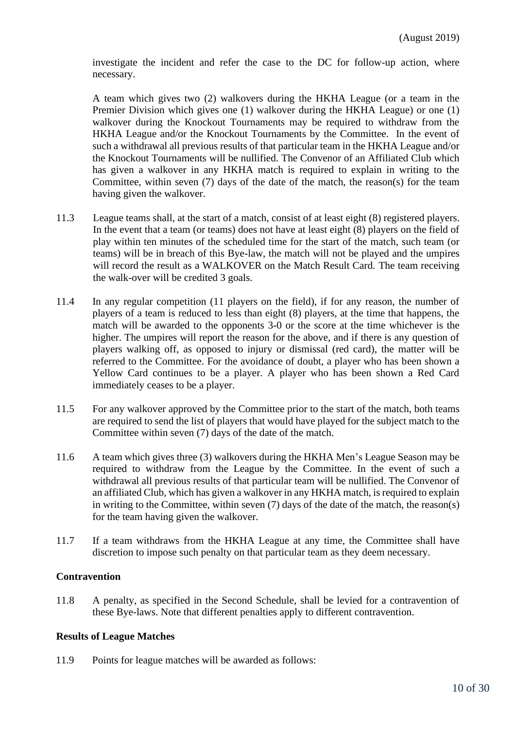investigate the incident and refer the case to the DC for follow-up action, where necessary.

A team which gives two (2) walkovers during the HKHA League (or a team in the Premier Division which gives one (1) walkover during the HKHA League) or one (1) walkover during the Knockout Tournaments may be required to withdraw from the HKHA League and/or the Knockout Tournaments by the Committee. In the event of such a withdrawal all previous results of that particular team in the HKHA League and/or the Knockout Tournaments will be nullified. The Convenor of an Affiliated Club which has given a walkover in any HKHA match is required to explain in writing to the Committee, within seven (7) days of the date of the match, the reason(s) for the team having given the walkover.

11.3 League teams shall, at the start of a match, consist of at least eight (8) registered players. In the event that a team (or teams) does not have at least eight (8) players on the field of play within ten minutes of the scheduled time for the start of the match, such team (or teams) will be in breach of this Bye-law, the match will not be played and the umpires will record the result as a WALKOVER on the Match Result Card. The team receiving the walk-over will be credited 3 goals.

11.4 In any regular competition (11 players on the field), if for any reason, the number of players of a team is reduced to less than eight (8) players, at the time that happens, the match will be awarded to the opponents 3-0 or the score at the time whichever is the higher. The umpires will report the reason for the above, and if there is any question of players walking off, as opposed to injury or dismissal (red card), the matter will be referred to the Committee. For the avoidance of doubt, a player who has been shown a Yellow Card continues to be a player. A player who has been shown a Red Card immediately ceases to be a player.

11.5 For any walkover approved by the Committee prior to the start of the match, both teams are required to send the list of players that would have played for the subject match to the Committee within seven (7) days of the date of the match.

11.6 A team which gives three (3) walkovers during the HKHA Men's League Season may be required to withdraw from the League by the Committee. In the event of such a withdrawal all previous results of that particular team will be nullified. The Convenor of an affiliated Club, which has given a walkover in any HKHA match, is required to explain in writing to the Committee, within seven (7) days of the date of the match, the reason(s) for the team having given the walkover.

11.7 If a team withdraws from the HKHA League at any time, the Committee shall have discretion to impose such penalty on that particular team as they deem necessary.

**Contravention**

11.8 A penalty, as specified in the Second Schedule, shall be levied for a contravention of these Bye-laws. Note that different penalties apply to different contravention.

**Results of League Matches**

11.9 Points for league matches will be awarded as follows: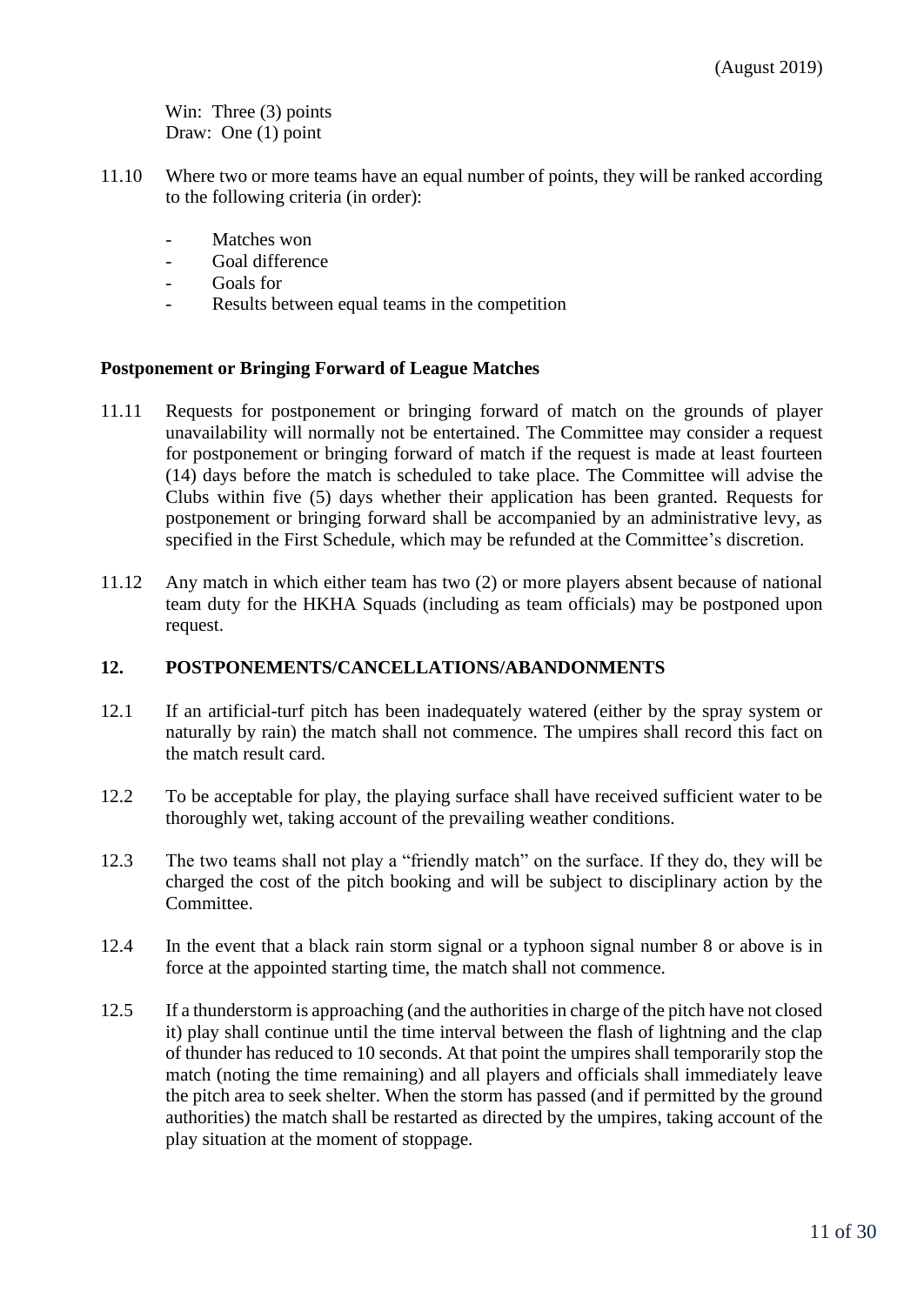Win: Three (3) points
Draw: One (1) point

11.10 Where two or more teams have an equal number of points, they will be ranked according to the following criteria (in order):

- Matches won
- Goal difference
- Goals for
- Results between equal teams in the competition

**Postponement or Bringing Forward of League Matches**

11.11 Requests for postponement or bringing forward of match on the grounds of player unavailability will normally not be entertained. The Committee may consider a request for postponement or bringing forward of match if the request is made at least fourteen (14) days before the match is scheduled to take place. The Committee will advise the Clubs within five (5) days whether their application has been granted. Requests for postponement or bringing forward shall be accompanied by an administrative levy, as specified in the First Schedule, which may be refunded at the Committee's discretion.

11.12 Any match in which either team has two (2) or more players absent because of national team duty for the HKHA Squads (including as team officials) may be postponed upon request.

## 12. POSTPONEMENTS/CANCELLATIONS/ABANDONMENTS

12.1 If an artificial-turf pitch has been inadequately watered (either by the spray system or naturally by rain) the match shall not commence. The umpires shall record this fact on the match result card.

12.2 To be acceptable for play, the playing surface shall have received sufficient water to be thoroughly wet, taking account of the prevailing weather conditions.

12.3 The two teams shall not play a "friendly match" on the surface. If they do, they will be charged the cost of the pitch booking and will be subject to disciplinary action by the Committee.

12.4 In the event that a black rain storm signal or a typhoon signal number 8 or above is in force at the appointed starting time, the match shall not commence.

12.5 If a thunderstorm is approaching (and the authorities in charge of the pitch have not closed it) play shall continue until the time interval between the flash of lightning and the clap of thunder has reduced to 10 seconds. At that point the umpires shall temporarily stop the match (noting the time remaining) and all players and officials shall immediately leave the pitch area to seek shelter. When the storm has passed (and if permitted by the ground authorities) the match shall be restarted as directed by the umpires, taking account of the play situation at the moment of stoppage.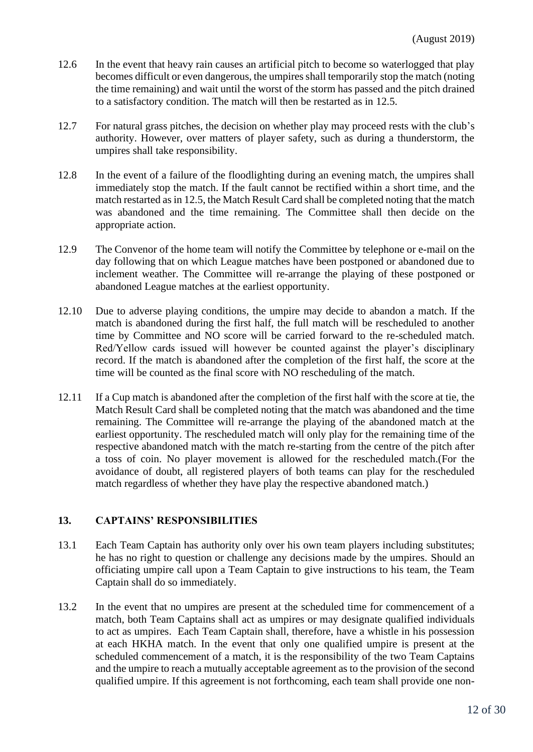(August 2019)

12.6 In the event that heavy rain causes an artificial pitch to become so waterlogged that play becomes difficult or even dangerous, the umpires shall temporarily stop the match (noting the time remaining) and wait until the worst of the storm has passed and the pitch drained to a satisfactory condition. The match will then be restarted as in 12.5.

12.7 For natural grass pitches, the decision on whether play may proceed rests with the club's authority. However, over matters of player safety, such as during a thunderstorm, the umpires shall take responsibility.

12.8 In the event of a failure of the floodlighting during an evening match, the umpires shall immediately stop the match. If the fault cannot be rectified within a short time, and the match restarted as in 12.5, the Match Result Card shall be completed noting that the match was abandoned and the time remaining. The Committee shall then decide on the appropriate action.

12.9 The Convenor of the home team will notify the Committee by telephone or e-mail on the day following that on which League matches have been postponed or abandoned due to inclement weather. The Committee will re-arrange the playing of these postponed or abandoned League matches at the earliest opportunity.

12.10 Due to adverse playing conditions, the umpire may decide to abandon a match. If the match is abandoned during the first half, the full match will be rescheduled to another time by Committee and NO score will be carried forward to the re-scheduled match. Red/Yellow cards issued will however be counted against the player's disciplinary record. If the match is abandoned after the completion of the first half, the score at the time will be counted as the final score with NO rescheduling of the match.

12.11 If a Cup match is abandoned after the completion of the first half with the score at tie, the Match Result Card shall be completed noting that the match was abandoned and the time remaining. The Committee will re-arrange the playing of the abandoned match at the earliest opportunity. The rescheduled match will only play for the remaining time of the respective abandoned match with the match re-starting from the centre of the pitch after a toss of coin. No player movement is allowed for the rescheduled match.(For the avoidance of doubt, all registered players of both teams can play for the rescheduled match regardless of whether they have play the respective abandoned match.)

## 13. CAPTAINS' RESPONSIBILITIES

13.1 Each Team Captain has authority only over his own team players including substitutes; he has no right to question or challenge any decisions made by the umpires. Should an officiating umpire call upon a Team Captain to give instructions to his team, the Team Captain shall do so immediately.

13.2 In the event that no umpires are present at the scheduled time for commencement of a match, both Team Captains shall act as umpires or may designate qualified individuals to act as umpires. Each Team Captain shall, therefore, have a whistle in his possession at each HKHA match. In the event that only one qualified umpire is present at the scheduled commencement of a match, it is the responsibility of the two Team Captains and the umpire to reach a mutually acceptable agreement as to the provision of the second qualified umpire. If this agreement is not forthcoming, each team shall provide one non-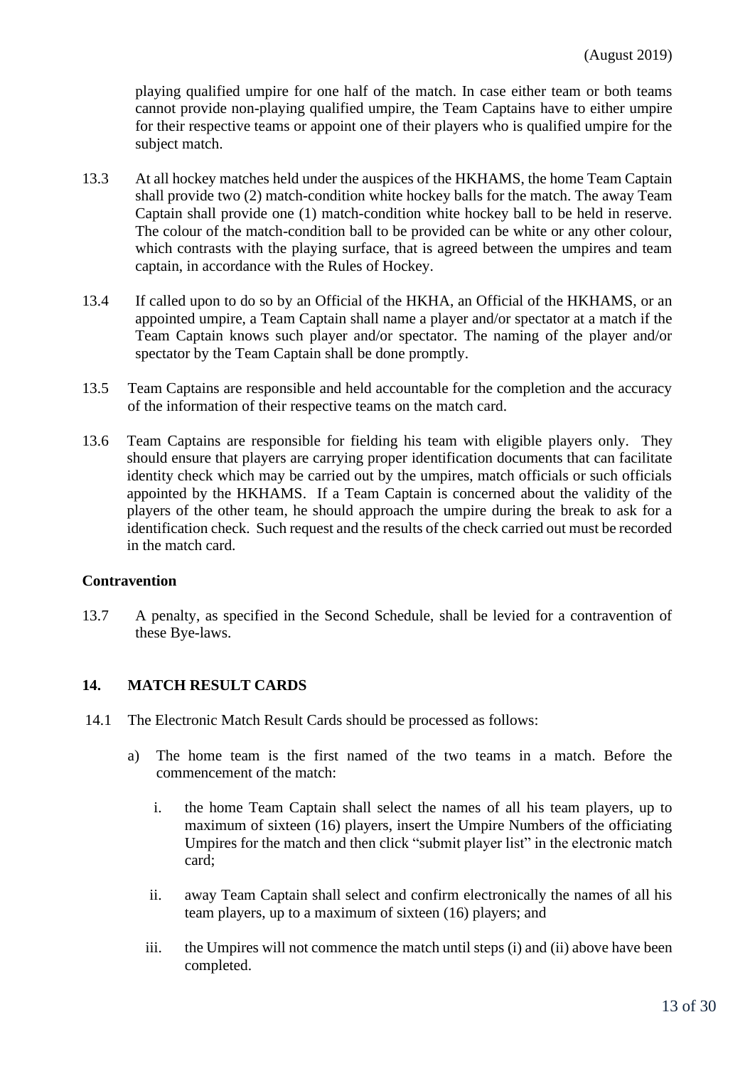playing qualified umpire for one half of the match. In case either team or both teams cannot provide non-playing qualified umpire, the Team Captains have to either umpire for their respective teams or appoint one of their players who is qualified umpire for the subject match.

13.3 At all hockey matches held under the auspices of the HKHAMS, the home Team Captain shall provide two (2) match-condition white hockey balls for the match. The away Team Captain shall provide one (1) match-condition white hockey ball to be held in reserve. The colour of the match-condition ball to be provided can be white or any other colour, which contrasts with the playing surface, that is agreed between the umpires and team captain, in accordance with the Rules of Hockey.

13.4 If called upon to do so by an Official of the HKHA, an Official of the HKHAMS, or an appointed umpire, a Team Captain shall name a player and/or spectator at a match if the Team Captain knows such player and/or spectator. The naming of the player and/or spectator by the Team Captain shall be done promptly.

13.5 Team Captains are responsible and held accountable for the completion and the accuracy of the information of their respective teams on the match card.

13.6 Team Captains are responsible for fielding his team with eligible players only. They should ensure that players are carrying proper identification documents that can facilitate identity check which may be carried out by the umpires, match officials or such officials appointed by the HKHAMS. If a Team Captain is concerned about the validity of the players of the other team, he should approach the umpire during the break to ask for a identification check. Such request and the results of the check carried out must be recorded in the match card.

**Contravention**

13.7 A penalty, as specified in the Second Schedule, shall be levied for a contravention of these Bye-laws.

## 14. MATCH RESULT CARDS

14.1 The Electronic Match Result Cards should be processed as follows:

a) The home team is the first named of the two teams in a match. Before the commencement of the match:

   i. the home Team Captain shall select the names of all his team players, up to maximum of sixteen (16) players, insert the Umpire Numbers of the officiating Umpires for the match and then click "submit player list" in the electronic match card;

   ii. away Team Captain shall select and confirm electronically the names of all his team players, up to a maximum of sixteen (16) players; and

   iii. the Umpires will not commence the match until steps (i) and (ii) above have been completed.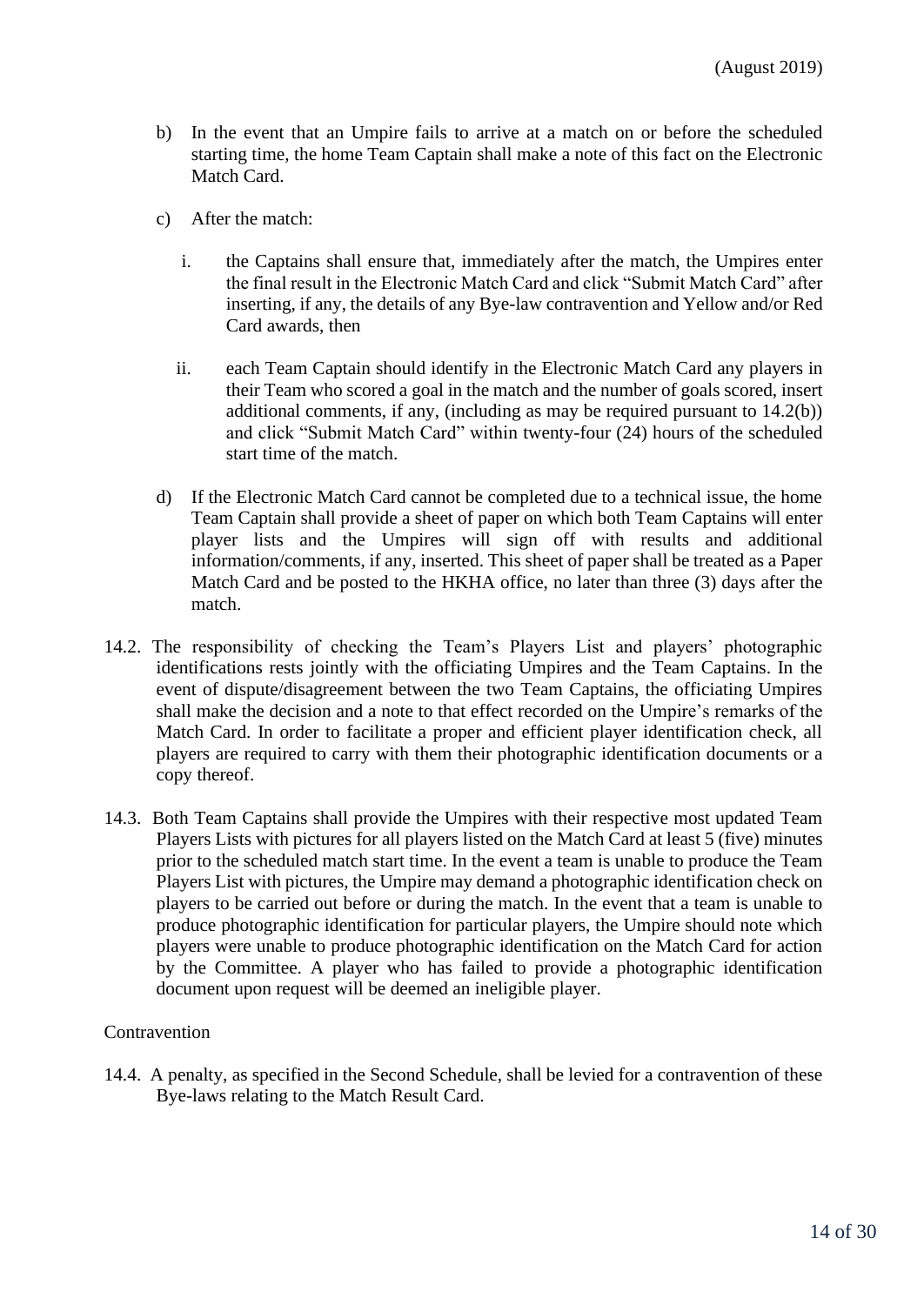b) In the event that an Umpire fails to arrive at a match on or before the scheduled starting time, the home Team Captain shall make a note of this fact on the Electronic Match Card.

c) After the match:

   i. the Captains shall ensure that, immediately after the match, the Umpires enter the final result in the Electronic Match Card and click "Submit Match Card" after inserting, if any, the details of any Bye-law contravention and Yellow and/or Red Card awards, then

   ii. each Team Captain should identify in the Electronic Match Card any players in their Team who scored a goal in the match and the number of goals scored, insert additional comments, if any, (including as may be required pursuant to 14.2(b)) and click "Submit Match Card" within twenty-four (24) hours of the scheduled start time of the match.

d) If the Electronic Match Card cannot be completed due to a technical issue, the home Team Captain shall provide a sheet of paper on which both Team Captains will enter player lists and the Umpires will sign off with results and additional information/comments, if any, inserted. This sheet of paper shall be treated as a Paper Match Card and be posted to the HKHA office, no later than three (3) days after the match.

14.2. The responsibility of checking the Team's Players List and players' photographic identifications rests jointly with the officiating Umpires and the Team Captains. In the event of dispute/disagreement between the two Team Captains, the officiating Umpires shall make the decision and a note to that effect recorded on the Umpire's remarks of the Match Card. In order to facilitate a proper and efficient player identification check, all players are required to carry with them their photographic identification documents or a copy thereof.

14.3. Both Team Captains shall provide the Umpires with their respective most updated Team Players Lists with pictures for all players listed on the Match Card at least 5 (five) minutes prior to the scheduled match start time. In the event a team is unable to produce the Team Players List with pictures, the Umpire may demand a photographic identification check on players to be carried out before or during the match. In the event that a team is unable to produce photographic identification for particular players, the Umpire should note which players were unable to produce photographic identification on the Match Card for action by the Committee. A player who has failed to provide a photographic identification document upon request will be deemed an ineligible player.

Contravention

14.4. A penalty, as specified in the Second Schedule, shall be levied for a contravention of these Bye-laws relating to the Match Result Card.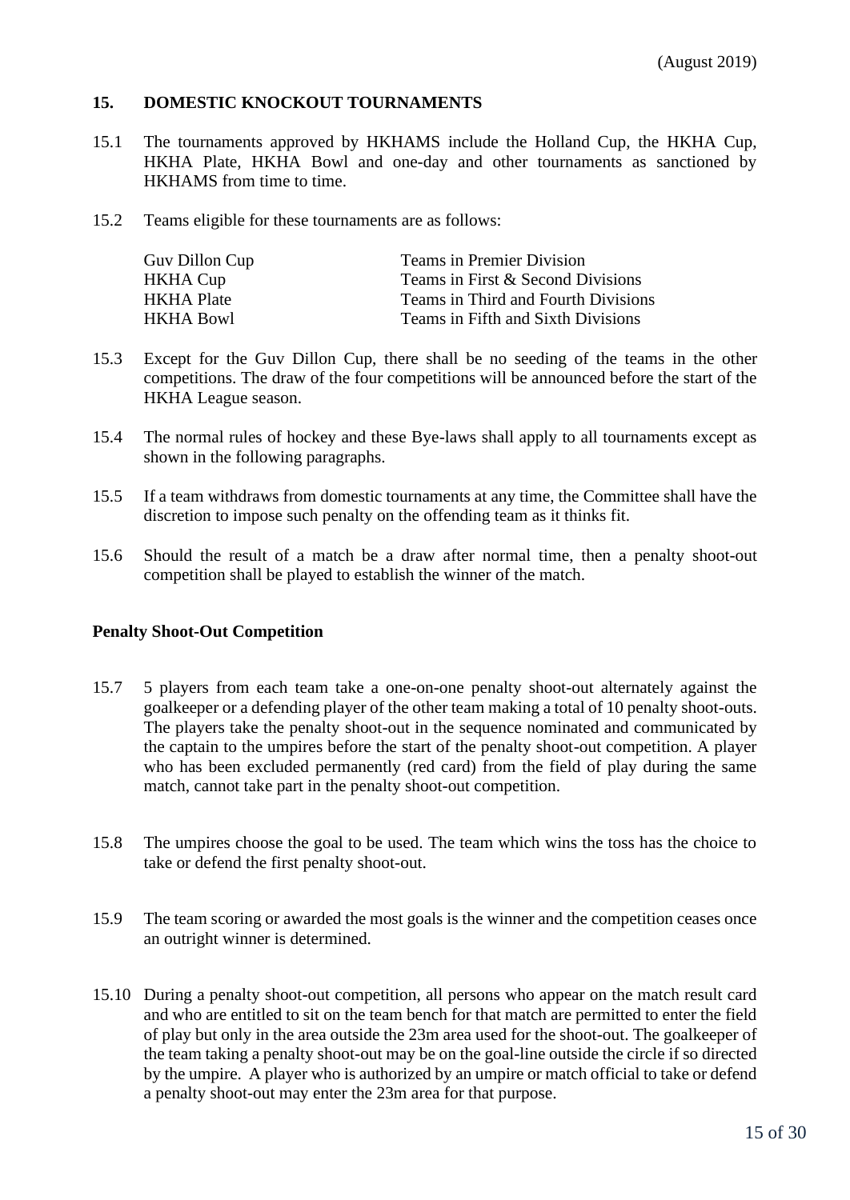(August 2019)

## 15. DOMESTIC KNOCKOUT TOURNAMENTS

15.1 The tournaments approved by HKHAMS include the Holland Cup, the HKHA Cup, HKHA Plate, HKHA Bowl and one-day and other tournaments as sanctioned by HKHAMS from time to time.

15.2 Teams eligible for these tournaments are as follows:

| | |
|---|---|
| Guv Dillon Cup | Teams in Premier Division |
| HKHA Cup | Teams in First & Second Divisions |
| HKHA Plate | Teams in Third and Fourth Divisions |
| HKHA Bowl | Teams in Fifth and Sixth Divisions |

15.3 Except for the Guv Dillon Cup, there shall be no seeding of the teams in the other competitions. The draw of the four competitions will be announced before the start of the HKHA League season.

15.4 The normal rules of hockey and these Bye-laws shall apply to all tournaments except as shown in the following paragraphs.

15.5 If a team withdraws from domestic tournaments at any time, the Committee shall have the discretion to impose such penalty on the offending team as it thinks fit.

15.6 Should the result of a match be a draw after normal time, then a penalty shoot-out competition shall be played to establish the winner of the match.

### Penalty Shoot-Out Competition

15.7 5 players from each team take a one-on-one penalty shoot-out alternately against the goalkeeper or a defending player of the other team making a total of 10 penalty shoot-outs. The players take the penalty shoot-out in the sequence nominated and communicated by the captain to the umpires before the start of the penalty shoot-out competition. A player who has been excluded permanently (red card) from the field of play during the same match, cannot take part in the penalty shoot-out competition.

15.8 The umpires choose the goal to be used. The team which wins the toss has the choice to take or defend the first penalty shoot-out.

15.9 The team scoring or awarded the most goals is the winner and the competition ceases once an outright winner is determined.

15.10 During a penalty shoot-out competition, all persons who appear on the match result card and who are entitled to sit on the team bench for that match are permitted to enter the field of play but only in the area outside the 23m area used for the shoot-out. The goalkeeper of the team taking a penalty shoot-out may be on the goal-line outside the circle if so directed by the umpire. A player who is authorized by an umpire or match official to take or defend a penalty shoot-out may enter the 23m area for that purpose.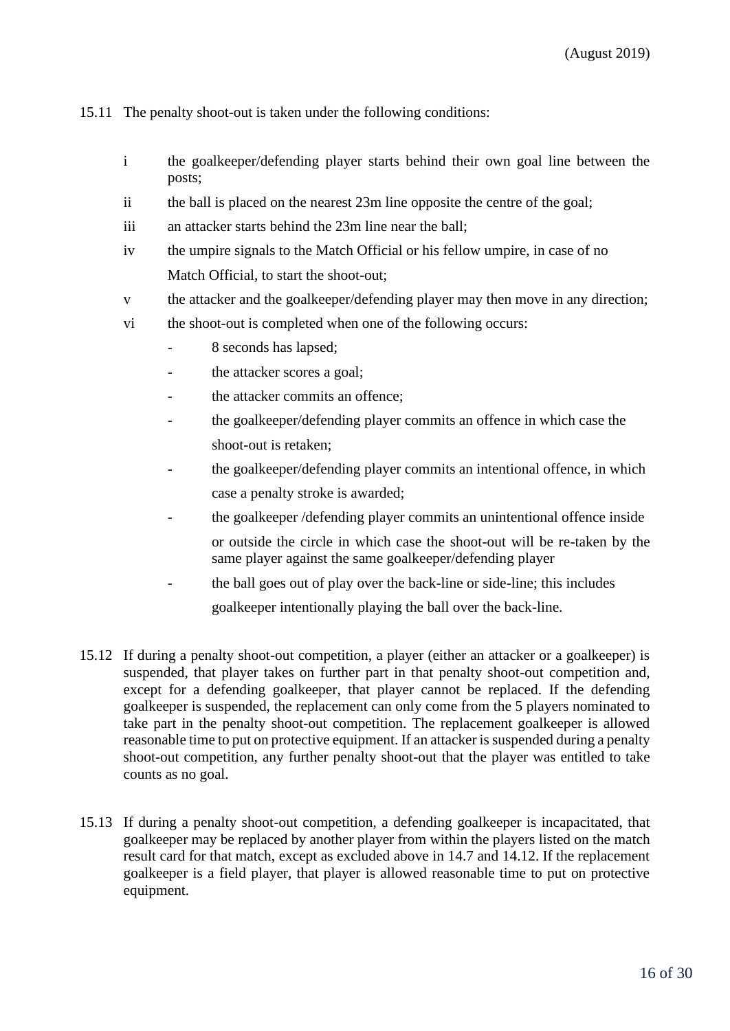15.11 The penalty shoot-out is taken under the following conditions:

- i the goalkeeper/defending player starts behind their own goal line between the posts;
- ii the ball is placed on the nearest 23m line opposite the centre of the goal;
- iii an attacker starts behind the 23m line near the ball;
- iv the umpire signals to the Match Official or his fellow umpire, in case of no Match Official, to start the shoot-out;
- v the attacker and the goalkeeper/defending player may then move in any direction;
- vi the shoot-out is completed when one of the following occurs:
  - 8 seconds has lapsed;
  - the attacker scores a goal;
  - the attacker commits an offence;
  - the goalkeeper/defending player commits an offence in which case the shoot-out is retaken;
  - the goalkeeper/defending player commits an intentional offence, in which case a penalty stroke is awarded;
  - the goalkeeper /defending player commits an unintentional offence inside or outside the circle in which case the shoot-out will be re-taken by the same player against the same goalkeeper/defending player
  - the ball goes out of play over the back-line or side-line; this includes goalkeeper intentionally playing the ball over the back-line.

15.12 If during a penalty shoot-out competition, a player (either an attacker or a goalkeeper) is suspended, that player takes on further part in that penalty shoot-out competition and, except for a defending goalkeeper, that player cannot be replaced. If the defending goalkeeper is suspended, the replacement can only come from the 5 players nominated to take part in the penalty shoot-out competition. The replacement goalkeeper is allowed reasonable time to put on protective equipment. If an attacker is suspended during a penalty shoot-out competition, any further penalty shoot-out that the player was entitled to take counts as no goal.

15.13 If during a penalty shoot-out competition, a defending goalkeeper is incapacitated, that goalkeeper may be replaced by another player from within the players listed on the match result card for that match, except as excluded above in 14.7 and 14.12. If the replacement goalkeeper is a field player, that player is allowed reasonable time to put on protective equipment.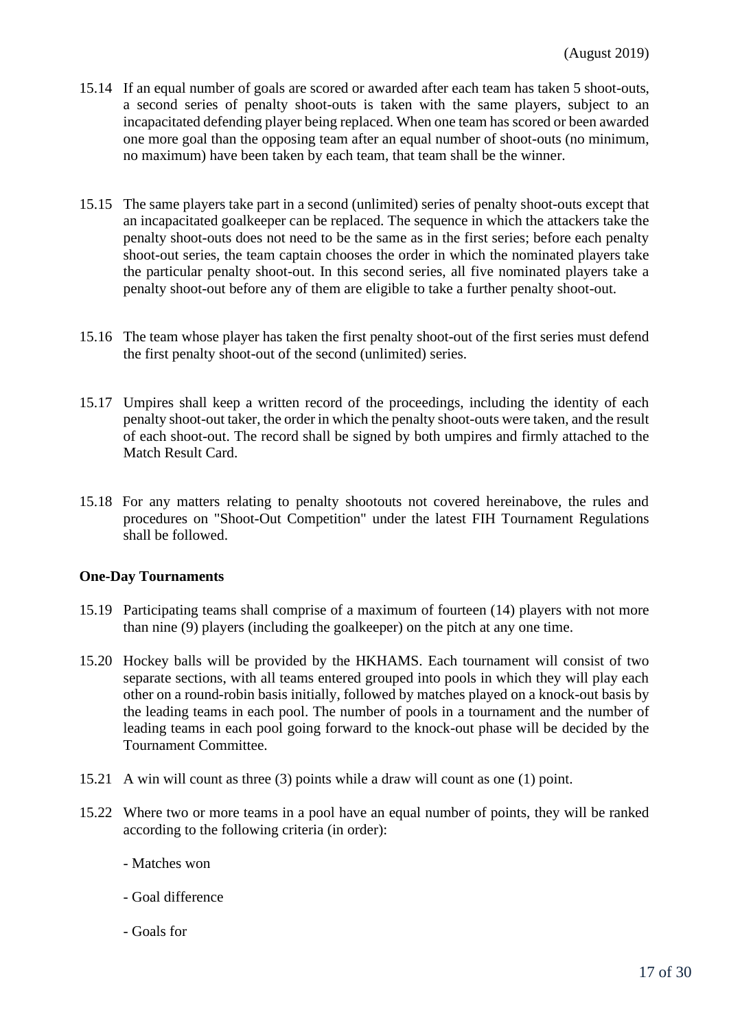15.14 If an equal number of goals are scored or awarded after each team has taken 5 shoot-outs, a second series of penalty shoot-outs is taken with the same players, subject to an incapacitated defending player being replaced. When one team has scored or been awarded one more goal than the opposing team after an equal number of shoot-outs (no minimum, no maximum) have been taken by each team, that team shall be the winner.

15.15 The same players take part in a second (unlimited) series of penalty shoot-outs except that an incapacitated goalkeeper can be replaced. The sequence in which the attackers take the penalty shoot-outs does not need to be the same as in the first series; before each penalty shoot-out series, the team captain chooses the order in which the nominated players take the particular penalty shoot-out. In this second series, all five nominated players take a penalty shoot-out before any of them are eligible to take a further penalty shoot-out.

15.16 The team whose player has taken the first penalty shoot-out of the first series must defend the first penalty shoot-out of the second (unlimited) series.

15.17 Umpires shall keep a written record of the proceedings, including the identity of each penalty shoot-out taker, the order in which the penalty shoot-outs were taken, and the result of each shoot-out. The record shall be signed by both umpires and firmly attached to the Match Result Card.

15.18 For any matters relating to penalty shootouts not covered hereinabove, the rules and procedures on "Shoot-Out Competition" under the latest FIH Tournament Regulations shall be followed.

**One-Day Tournaments**

15.19 Participating teams shall comprise of a maximum of fourteen (14) players with not more than nine (9) players (including the goalkeeper) on the pitch at any one time.

15.20 Hockey balls will be provided by the HKHAMS. Each tournament will consist of two separate sections, with all teams entered grouped into pools in which they will play each other on a round-robin basis initially, followed by matches played on a knock-out basis by the leading teams in each pool. The number of pools in a tournament and the number of leading teams in each pool going forward to the knock-out phase will be decided by the Tournament Committee.

15.21 A win will count as three (3) points while a draw will count as one (1) point.

15.22 Where two or more teams in a pool have an equal number of points, they will be ranked according to the following criteria (in order):

- Matches won

- Goal difference

- Goals for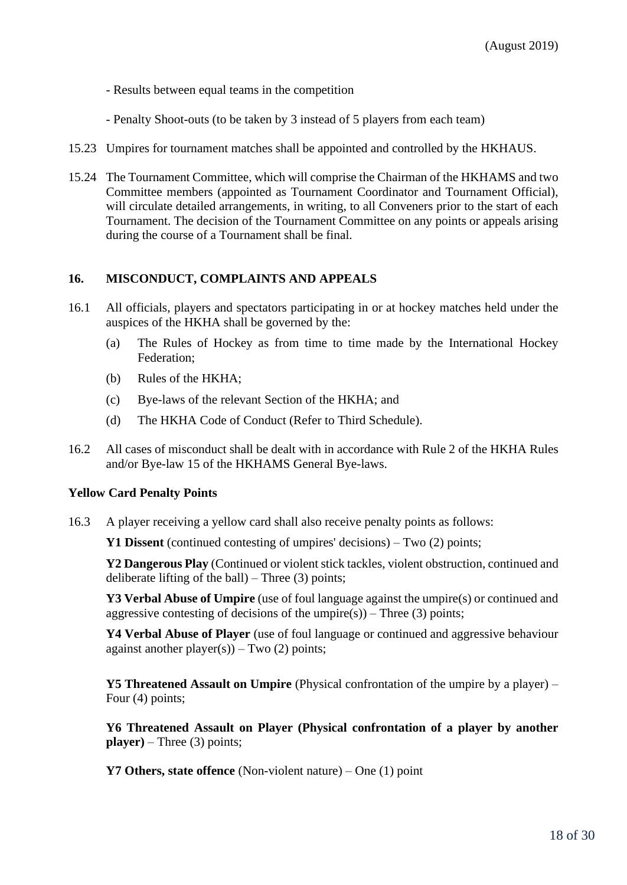- Results between equal teams in the competition

- Penalty Shoot-outs (to be taken by 3 instead of 5 players from each team)

15.23 Umpires for tournament matches shall be appointed and controlled by the HKHAUS.

15.24 The Tournament Committee, which will comprise the Chairman of the HKHAMS and two Committee members (appointed as Tournament Coordinator and Tournament Official), will circulate detailed arrangements, in writing, to all Conveners prior to the start of each Tournament. The decision of the Tournament Committee on any points or appeals arising during the course of a Tournament shall be final.

## 16. MISCONDUCT, COMPLAINTS AND APPEALS

16.1 All officials, players and spectators participating in or at hockey matches held under the auspices of the HKHA shall be governed by the:

(a) The Rules of Hockey as from time to time made by the International Hockey Federation;

(b) Rules of the HKHA;

(c) Bye-laws of the relevant Section of the HKHA; and

(d) The HKHA Code of Conduct (Refer to Third Schedule).

16.2 All cases of misconduct shall be dealt with in accordance with Rule 2 of the HKHA Rules and/or Bye-law 15 of the HKHAMS General Bye-laws.

### Yellow Card Penalty Points

16.3 A player receiving a yellow card shall also receive penalty points as follows:

**Y1 Dissent** (continued contesting of umpires' decisions) – Two (2) points;

**Y2 Dangerous Play** (Continued or violent stick tackles, violent obstruction, continued and deliberate lifting of the ball) – Three (3) points;

**Y3 Verbal Abuse of Umpire** (use of foul language against the umpire(s) or continued and aggressive contesting of decisions of the umpire(s)) – Three (3) points;

**Y4 Verbal Abuse of Player** (use of foul language or continued and aggressive behaviour against another player(s)) – Two (2) points;

**Y5 Threatened Assault on Umpire** (Physical confrontation of the umpire by a player) – Four (4) points;

**Y6 Threatened Assault on Player (Physical confrontation of a player by another player)** – Three (3) points;

**Y7 Others, state offence** (Non-violent nature) – One (1) point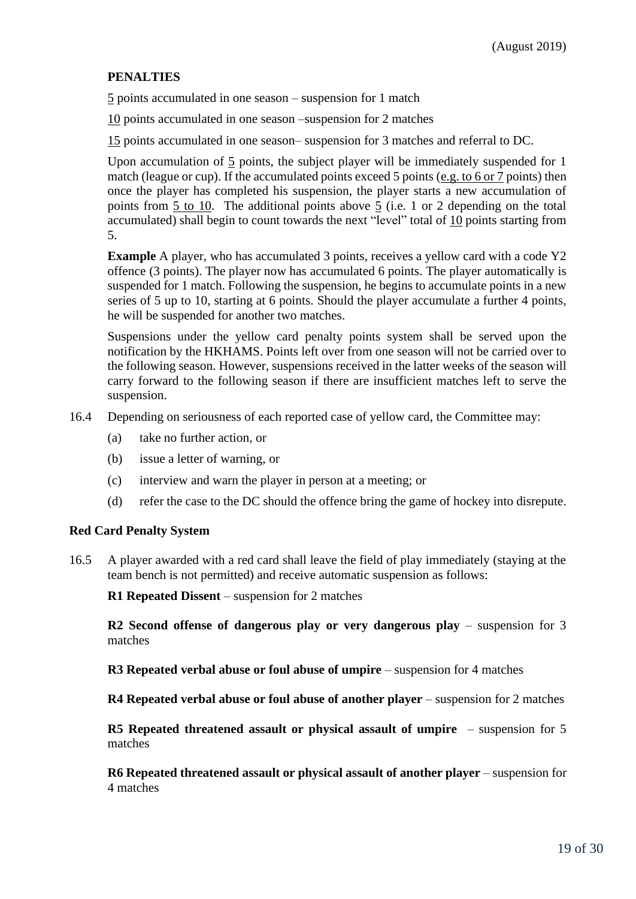(August 2019)

**PENALTIES**

5 points accumulated in one season – suspension for 1 match

10 points accumulated in one season –suspension for 2 matches

15 points accumulated in one season– suspension for 3 matches and referral to DC.

Upon accumulation of 5 points, the subject player will be immediately suspended for 1 match (league or cup). If the accumulated points exceed 5 points (e.g. to 6 or 7 points) then once the player has completed his suspension, the player starts a new accumulation of points from 5 to 10. The additional points above 5 (i.e. 1 or 2 depending on the total accumulated) shall begin to count towards the next "level" total of 10 points starting from 5.

**Example** A player, who has accumulated 3 points, receives a yellow card with a code Y2 offence (3 points). The player now has accumulated 6 points. The player automatically is suspended for 1 match. Following the suspension, he begins to accumulate points in a new series of 5 up to 10, starting at 6 points. Should the player accumulate a further 4 points, he will be suspended for another two matches.

Suspensions under the yellow card penalty points system shall be served upon the notification by the HKHAMS. Points left over from one season will not be carried over to the following season. However, suspensions received in the latter weeks of the season will carry forward to the following season if there are insufficient matches left to serve the suspension.

16.4 Depending on seriousness of each reported case of yellow card, the Committee may:

(a) take no further action, or

(b) issue a letter of warning, or

(c) interview and warn the player in person at a meeting; or

(d) refer the case to the DC should the offence bring the game of hockey into disrepute.

**Red Card Penalty System**

16.5 A player awarded with a red card shall leave the field of play immediately (staying at the team bench is not permitted) and receive automatic suspension as follows:

**R1 Repeated Dissent** – suspension for 2 matches

**R2 Second offense of dangerous play or very dangerous play** – suspension for 3 matches

**R3 Repeated verbal abuse or foul abuse of umpire** – suspension for 4 matches

**R4 Repeated verbal abuse or foul abuse of another player** – suspension for 2 matches

**R5 Repeated threatened assault or physical assault of umpire** – suspension for 5 matches

**R6 Repeated threatened assault or physical assault of another player** – suspension for 4 matches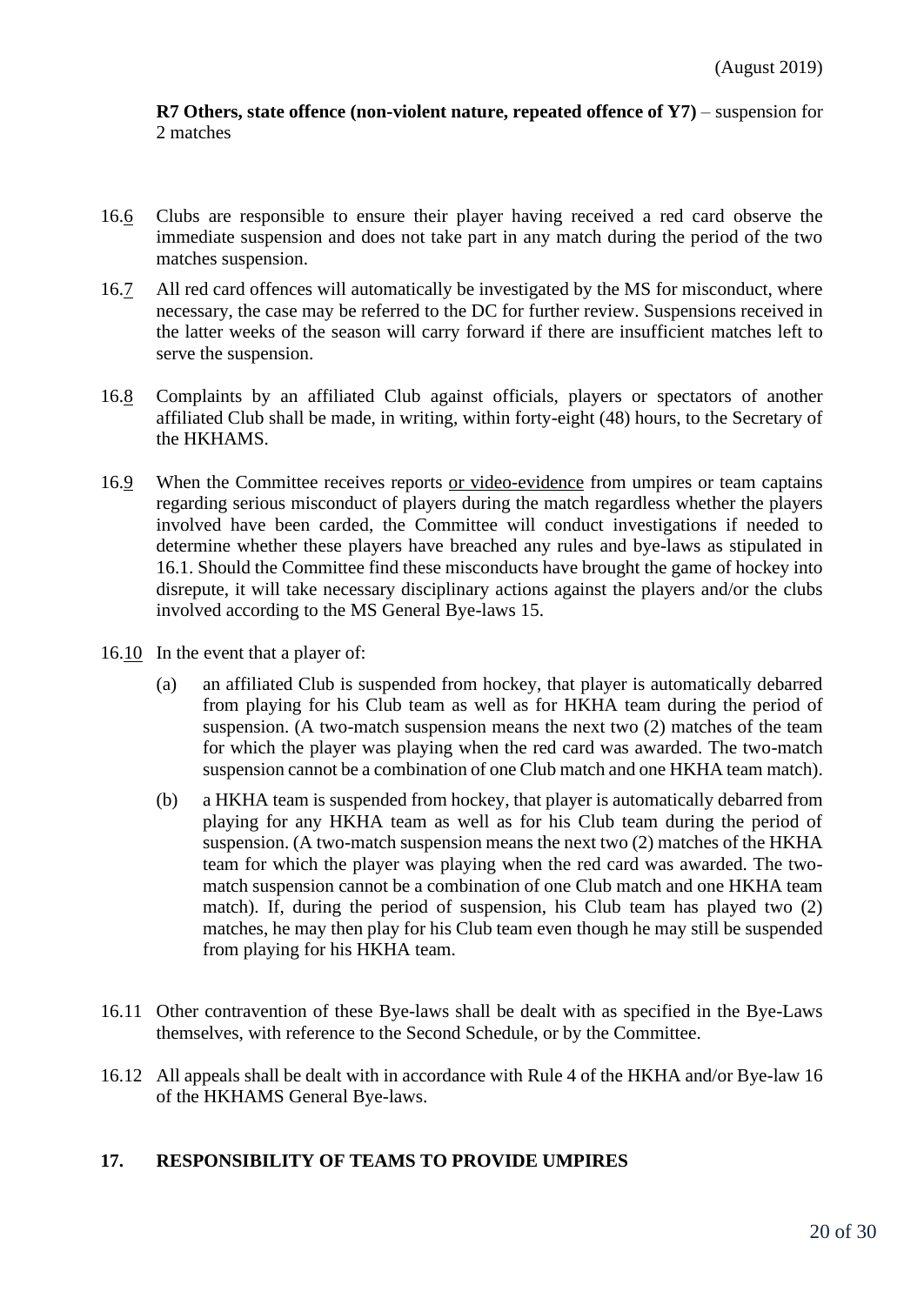**R7 Others, state offence (non-violent nature, repeated offence of Y7)** – suspension for 2 matches

16.6 Clubs are responsible to ensure their player having received a red card observe the immediate suspension and does not take part in any match during the period of the two matches suspension.

16.7 All red card offences will automatically be investigated by the MS for misconduct, where necessary, the case may be referred to the DC for further review. Suspensions received in the latter weeks of the season will carry forward if there are insufficient matches left to serve the suspension.

16.8 Complaints by an affiliated Club against officials, players or spectators of another affiliated Club shall be made, in writing, within forty-eight (48) hours, to the Secretary of the HKHAMS.

16.9 When the Committee receives reports or video-evidence from umpires or team captains regarding serious misconduct of players during the match regardless whether the players involved have been carded, the Committee will conduct investigations if needed to determine whether these players have breached any rules and bye-laws as stipulated in 16.1. Should the Committee find these misconducts have brought the game of hockey into disrepute, it will take necessary disciplinary actions against the players and/or the clubs involved according to the MS General Bye-laws 15.

16.10 In the event that a player of:

(a) an affiliated Club is suspended from hockey, that player is automatically debarred from playing for his Club team as well as for HKHA team during the period of suspension. (A two-match suspension means the next two (2) matches of the team for which the player was playing when the red card was awarded. The two-match suspension cannot be a combination of one Club match and one HKHA team match).

(b) a HKHA team is suspended from hockey, that player is automatically debarred from playing for any HKHA team as well as for his Club team during the period of suspension. (A two-match suspension means the next two (2) matches of the HKHA team for which the player was playing when the red card was awarded. The two-match suspension cannot be a combination of one Club match and one HKHA team match). If, during the period of suspension, his Club team has played two (2) matches, he may then play for his Club team even though he may still be suspended from playing for his HKHA team.

16.11 Other contravention of these Bye-laws shall be dealt with as specified in the Bye-Laws themselves, with reference to the Second Schedule, or by the Committee.

16.12 All appeals shall be dealt with in accordance with Rule 4 of the HKHA and/or Bye-law 16 of the HKHAMS General Bye-laws.

## 17. RESPONSIBILITY OF TEAMS TO PROVIDE UMPIRES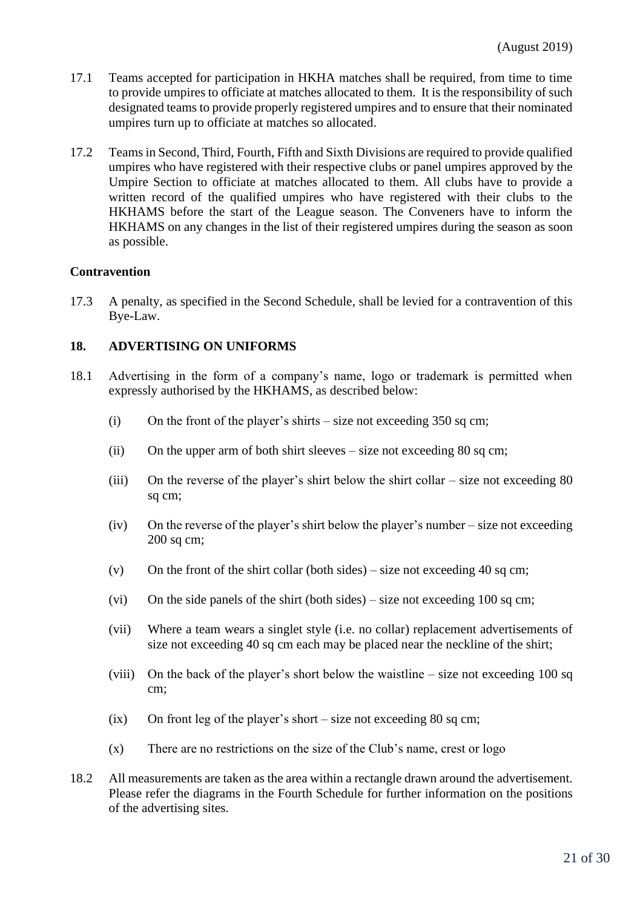17.1 Teams accepted for participation in HKHA matches shall be required, from time to time to provide umpires to officiate at matches allocated to them. It is the responsibility of such designated teams to provide properly registered umpires and to ensure that their nominated umpires turn up to officiate at matches so allocated.

17.2 Teams in Second, Third, Fourth, Fifth and Sixth Divisions are required to provide qualified umpires who have registered with their respective clubs or panel umpires approved by the Umpire Section to officiate at matches allocated to them. All clubs have to provide a written record of the qualified umpires who have registered with their clubs to the HKHAMS before the start of the League season. The Conveners have to inform the HKHAMS on any changes in the list of their registered umpires during the season as soon as possible.

**Contravention**

17.3 A penalty, as specified in the Second Schedule, shall be levied for a contravention of this Bye-Law.

### 18. ADVERTISING ON UNIFORMS

18.1 Advertising in the form of a company's name, logo or trademark is permitted when expressly authorised by the HKHAMS, as described below:

(i) On the front of the player's shirts – size not exceeding 350 sq cm;

(ii) On the upper arm of both shirt sleeves – size not exceeding 80 sq cm;

(iii) On the reverse of the player's shirt below the shirt collar – size not exceeding 80 sq cm;

(iv) On the reverse of the player's shirt below the player's number – size not exceeding 200 sq cm;

(v) On the front of the shirt collar (both sides) – size not exceeding 40 sq cm;

(vi) On the side panels of the shirt (both sides) – size not exceeding 100 sq cm;

(vii) Where a team wears a singlet style (i.e. no collar) replacement advertisements of size not exceeding 40 sq cm each may be placed near the neckline of the shirt;

(viii) On the back of the player's short below the waistline – size not exceeding 100 sq cm;

(ix) On front leg of the player's short – size not exceeding 80 sq cm;

(x) There are no restrictions on the size of the Club's name, crest or logo

18.2 All measurements are taken as the area within a rectangle drawn around the advertisement. Please refer the diagrams in the Fourth Schedule for further information on the positions of the advertising sites.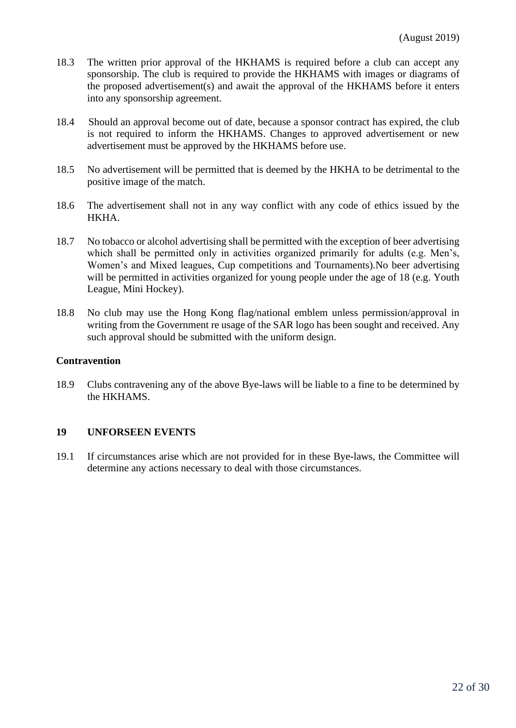(August 2019)

18.3 The written prior approval of the HKHAMS is required before a club can accept any sponsorship. The club is required to provide the HKHAMS with images or diagrams of the proposed advertisement(s) and await the approval of the HKHAMS before it enters into any sponsorship agreement.

18.4 Should an approval become out of date, because a sponsor contract has expired, the club is not required to inform the HKHAMS. Changes to approved advertisement or new advertisement must be approved by the HKHAMS before use.

18.5 No advertisement will be permitted that is deemed by the HKHA to be detrimental to the positive image of the match.

18.6 The advertisement shall not in any way conflict with any code of ethics issued by the HKHA.

18.7 No tobacco or alcohol advertising shall be permitted with the exception of beer advertising which shall be permitted only in activities organized primarily for adults (e.g. Men's, Women's and Mixed leagues, Cup competitions and Tournaments).No beer advertising will be permitted in activities organized for young people under the age of 18 (e.g. Youth League, Mini Hockey).

18.8 No club may use the Hong Kong flag/national emblem unless permission/approval in writing from the Government re usage of the SAR logo has been sought and received. Any such approval should be submitted with the uniform design.

**Contravention**

18.9 Clubs contravening any of the above Bye-laws will be liable to a fine to be determined by the HKHAMS.

## 19 UNFORSEEN EVENTS

19.1 If circumstances arise which are not provided for in these Bye-laws, the Committee will determine any actions necessary to deal with those circumstances.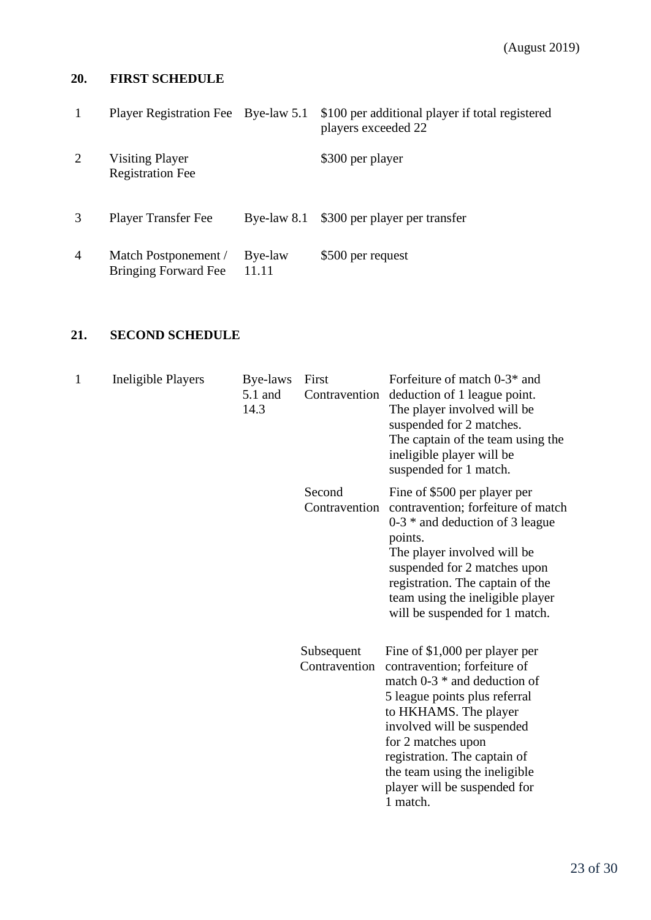(August 2019)

## 20. FIRST SCHEDULE

| | | | |
|---|---|---|---|
| 1 | Player Registration Fee | Bye-law 5.1 | $100 per additional player if total registered players exceeded 22 |
| 2 | Visiting Player Registration Fee | | $300 per player |
| 3 | Player Transfer Fee | Bye-law 8.1 | $300 per player per transfer |
| 4 | Match Postponement / Bringing Forward Fee | Bye-law 11.11 | $500 per request |

## 21. SECOND SCHEDULE

| | | | | |
|---|---|---|---|---|
| 1 | Ineligible Players | Bye-laws 5.1 and 14.3 | First Contravention | Forfeiture of match 0-3* and deduction of 1 league point. The player involved will be suspended for 2 matches. The captain of the team using the ineligible player will be suspended for 1 match. |
| | | | Second Contravention | Fine of $500 per player per contravention; forfeiture of match 0-3 * and deduction of 3 league points. The player involved will be suspended for 2 matches upon registration. The captain of the team using the ineligible player will be suspended for 1 match. |
| | | | Subsequent Contravention | Fine of $1,000 per player per contravention; forfeiture of match 0-3 * and deduction of 5 league points plus referral to HKHAMS. The player involved will be suspended for 2 matches upon registration. The captain of the team using the ineligible player will be suspended for 1 match. |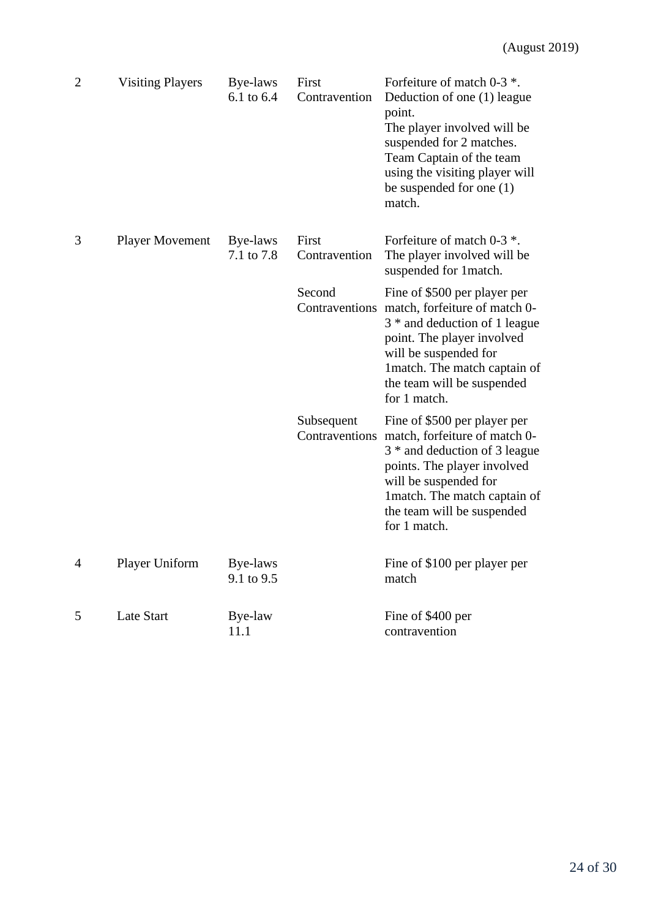(August 2019)

| | | | | |
|---|---|---|---|---|
| 2 | Visiting Players | Bye-laws 6.1 to 6.4 | First Contravention | Forfeiture of match 0-3 *. Deduction of one (1) league point. The player involved will be suspended for 2 matches. Team Captain of the team using the visiting player will be suspended for one (1) match. |
| 3 | Player Movement | Bye-laws 7.1 to 7.8 | First Contravention | Forfeiture of match 0-3 *. The player involved will be suspended for 1match. |
| | | | Second Contraventions | Fine of $500 per player per match, forfeiture of match 0-3 * and deduction of 1 league point. The player involved will be suspended for 1match. The match captain of the team will be suspended for 1 match. |
| | | | Subsequent Contraventions | Fine of $500 per player per match, forfeiture of match 0-3 * and deduction of 3 league points. The player involved will be suspended for 1match. The match captain of the team will be suspended for 1 match. |
| 4 | Player Uniform | Bye-laws 9.1 to 9.5 | | Fine of $100 per player per match |
| 5 | Late Start | Bye-law 11.1 | | Fine of $400 per contravention |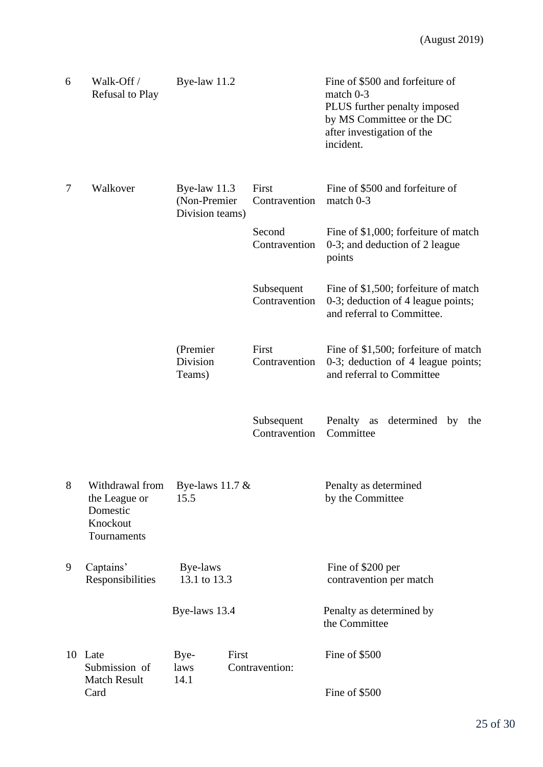(August 2019)

| | | | | |
|---|---|---|---|---|
| 6 | Walk-Off / Refusal to Play | Bye-law 11.2 | | Fine of $500 and forfeiture of match 0-3 PLUS further penalty imposed by MS Committee or the DC after investigation of the incident. |
| 7 | Walkover | Bye-law 11.3 (Non-Premier Division teams) | First Contravention | Fine of $500 and forfeiture of match 0-3 |
| | | | Second Contravention | Fine of $1,000; forfeiture of match 0-3; and deduction of 2 league points |
| | | | Subsequent Contravention | Fine of $1,500; forfeiture of match 0-3; deduction of 4 league points; and referral to Committee. |
| | | (Premier Division Teams) | First Contravention | Fine of $1,500; forfeiture of match 0-3; deduction of 4 league points; and referral to Committee |
| | | | Subsequent Contravention | Penalty as determined by the Committee |
| 8 | Withdrawal from the League or Domestic Knockout Tournaments | Bye-laws 11.7 & 15.5 | | Penalty as determined by the Committee |
| 9 | Captains' Responsibilities | Bye-laws 13.1 to 13.3 | | Fine of $200 per contravention per match |
| | | Bye-laws 13.4 | | Penalty as determined by the Committee |
| 10 | Late Submission of Match Result Card | Bye-laws 14.1 | First Contravention: | Fine of $500 |
| | | | | Fine of $500 |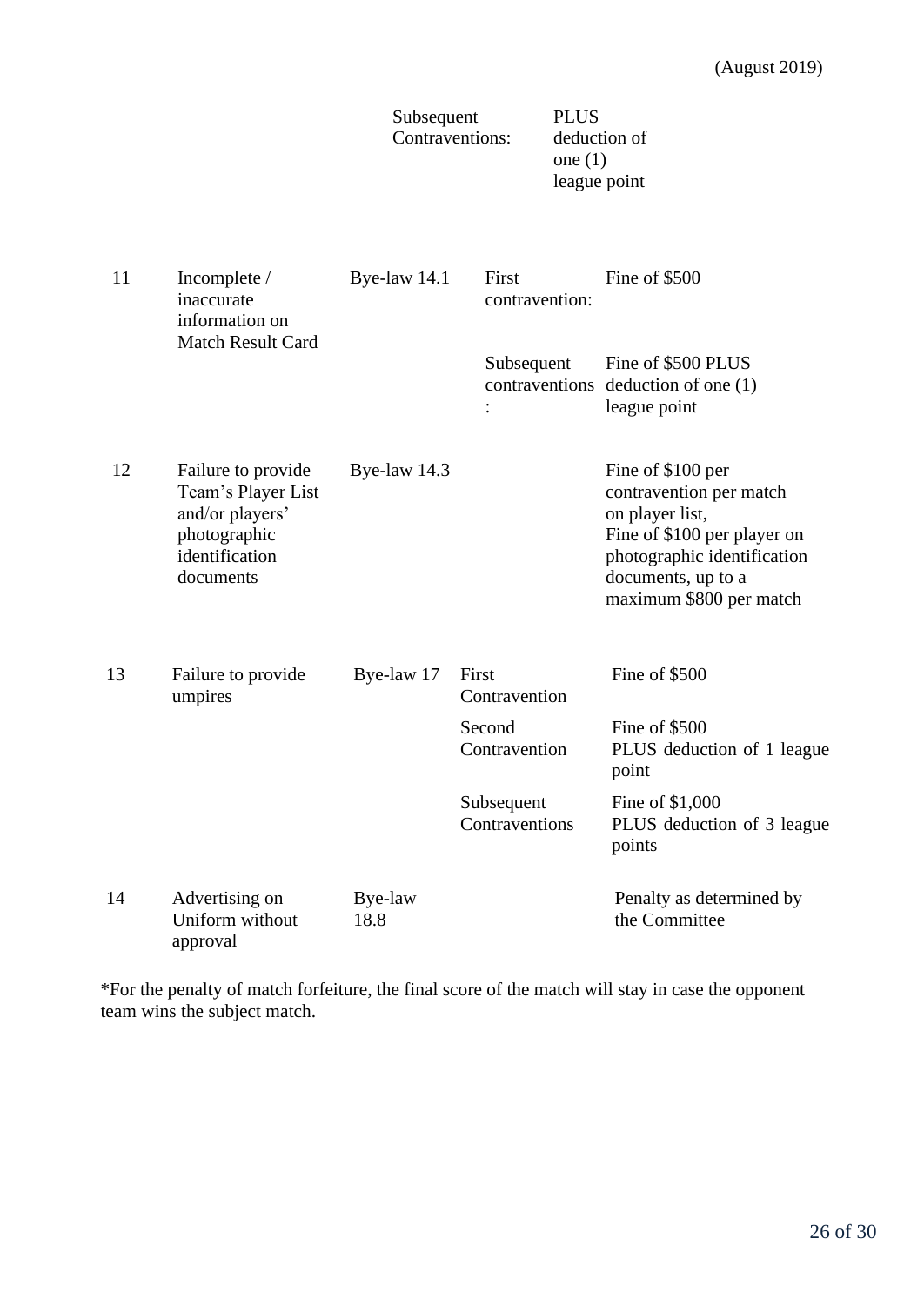| | | | | |
|---|---|---|---|---|
| | | | Subsequent Contraventions: | PLUS deduction of one (1) league point |
| 11 | Incomplete / inaccurate information on Match Result Card | Bye-law 14.1 | First contravention: | Fine of $500 |
| | | | Subsequent contraventions: | Fine of $500 PLUS deduction of one (1) league point |
| 12 | Failure to provide Team's Player List and/or players' photographic identification documents | Bye-law 14.3 | | Fine of $100 per contravention per match on player list, Fine of $100 per player on photographic identification documents, up to a maximum $800 per match |
| 13 | Failure to provide umpires | Bye-law 17 | First Contravention | Fine of $500 |
| | | | Second Contravention | Fine of $500 PLUS deduction of 1 league point |
| | | | Subsequent Contraventions | Fine of $1,000 PLUS deduction of 3 league points |
| 14 | Advertising on Uniform without approval | Bye-law 18.8 | | Penalty as determined by the Committee |

*For the penalty of match forfeiture, the final score of the match will stay in case the opponent team wins the subject match.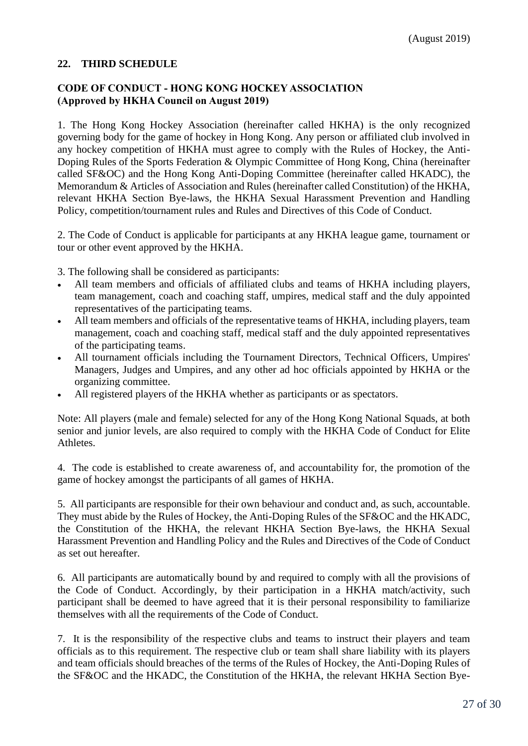(August 2019)

## 22. THIRD SCHEDULE

### CODE OF CONDUCT - HONG KONG HOCKEY ASSOCIATION (Approved by HKHA Council on August 2019)

1. The Hong Kong Hockey Association (hereinafter called HKHA) is the only recognized governing body for the game of hockey in Hong Kong. Any person or affiliated club involved in any hockey competition of HKHA must agree to comply with the Rules of Hockey, the Anti-Doping Rules of the Sports Federation & Olympic Committee of Hong Kong, China (hereinafter called SF&OC) and the Hong Kong Anti-Doping Committee (hereinafter called HKADC), the Memorandum & Articles of Association and Rules (hereinafter called Constitution) of the HKHA, relevant HKHA Section Bye-laws, the HKHA Sexual Harassment Prevention and Handling Policy, competition/tournament rules and Rules and Directives of this Code of Conduct.

2. The Code of Conduct is applicable for participants at any HKHA league game, tournament or tour or other event approved by the HKHA.

3. The following shall be considered as participants:

- All team members and officials of affiliated clubs and teams of HKHA including players, team management, coach and coaching staff, umpires, medical staff and the duly appointed representatives of the participating teams.
- All team members and officials of the representative teams of HKHA, including players, team management, coach and coaching staff, medical staff and the duly appointed representatives of the participating teams.
- All tournament officials including the Tournament Directors, Technical Officers, Umpires' Managers, Judges and Umpires, and any other ad hoc officials appointed by HKHA or the organizing committee.
- All registered players of the HKHA whether as participants or as spectators.

Note: All players (male and female) selected for any of the Hong Kong National Squads, at both senior and junior levels, are also required to comply with the HKHA Code of Conduct for Elite Athletes.

4. The code is established to create awareness of, and accountability for, the promotion of the game of hockey amongst the participants of all games of HKHA.

5. All participants are responsible for their own behaviour and conduct and, as such, accountable. They must abide by the Rules of Hockey, the Anti-Doping Rules of the SF&OC and the HKADC, the Constitution of the HKHA, the relevant HKHA Section Bye-laws, the HKHA Sexual Harassment Prevention and Handling Policy and the Rules and Directives of the Code of Conduct as set out hereafter.

6. All participants are automatically bound by and required to comply with all the provisions of the Code of Conduct. Accordingly, by their participation in a HKHA match/activity, such participant shall be deemed to have agreed that it is their personal responsibility to familiarize themselves with all the requirements of the Code of Conduct.

7. It is the responsibility of the respective clubs and teams to instruct their players and team officials as to this requirement. The respective club or team shall share liability with its players and team officials should breaches of the terms of the Rules of Hockey, the Anti-Doping Rules of the SF&OC and the HKADC, the Constitution of the HKHA, the relevant HKHA Section Bye-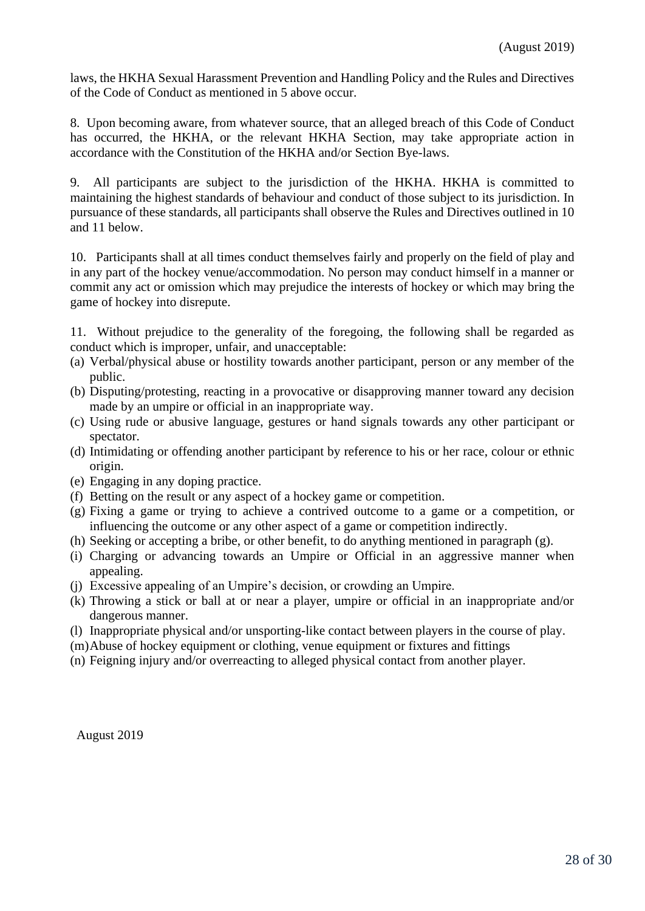laws, the HKHA Sexual Harassment Prevention and Handling Policy and the Rules and Directives of the Code of Conduct as mentioned in 5 above occur.

8. Upon becoming aware, from whatever source, that an alleged breach of this Code of Conduct has occurred, the HKHA, or the relevant HKHA Section, may take appropriate action in accordance with the Constitution of the HKHA and/or Section Bye-laws.

9. All participants are subject to the jurisdiction of the HKHA. HKHA is committed to maintaining the highest standards of behaviour and conduct of those subject to its jurisdiction. In pursuance of these standards, all participants shall observe the Rules and Directives outlined in 10 and 11 below.

10. Participants shall at all times conduct themselves fairly and properly on the field of play and in any part of the hockey venue/accommodation. No person may conduct himself in a manner or commit any act or omission which may prejudice the interests of hockey or which may bring the game of hockey into disrepute.

11. Without prejudice to the generality of the foregoing, the following shall be regarded as conduct which is improper, unfair, and unacceptable:

(a) Verbal/physical abuse or hostility towards another participant, person or any member of the public.
(b) Disputing/protesting, reacting in a provocative or disapproving manner toward any decision made by an umpire or official in an inappropriate way.
(c) Using rude or abusive language, gestures or hand signals towards any other participant or spectator.
(d) Intimidating or offending another participant by reference to his or her race, colour or ethnic origin.
(e) Engaging in any doping practice.
(f) Betting on the result or any aspect of a hockey game or competition.
(g) Fixing a game or trying to achieve a contrived outcome to a game or a competition, or influencing the outcome or any other aspect of a game or competition indirectly.
(h) Seeking or accepting a bribe, or other benefit, to do anything mentioned in paragraph (g).
(i) Charging or advancing towards an Umpire or Official in an aggressive manner when appealing.
(j) Excessive appealing of an Umpire's decision, or crowding an Umpire.
(k) Throwing a stick or ball at or near a player, umpire or official in an inappropriate and/or dangerous manner.
(l) Inappropriate physical and/or unsporting-like contact between players in the course of play.
(m) Abuse of hockey equipment or clothing, venue equipment or fixtures and fittings
(n) Feigning injury and/or overreacting to alleged physical contact from another player.

August 2019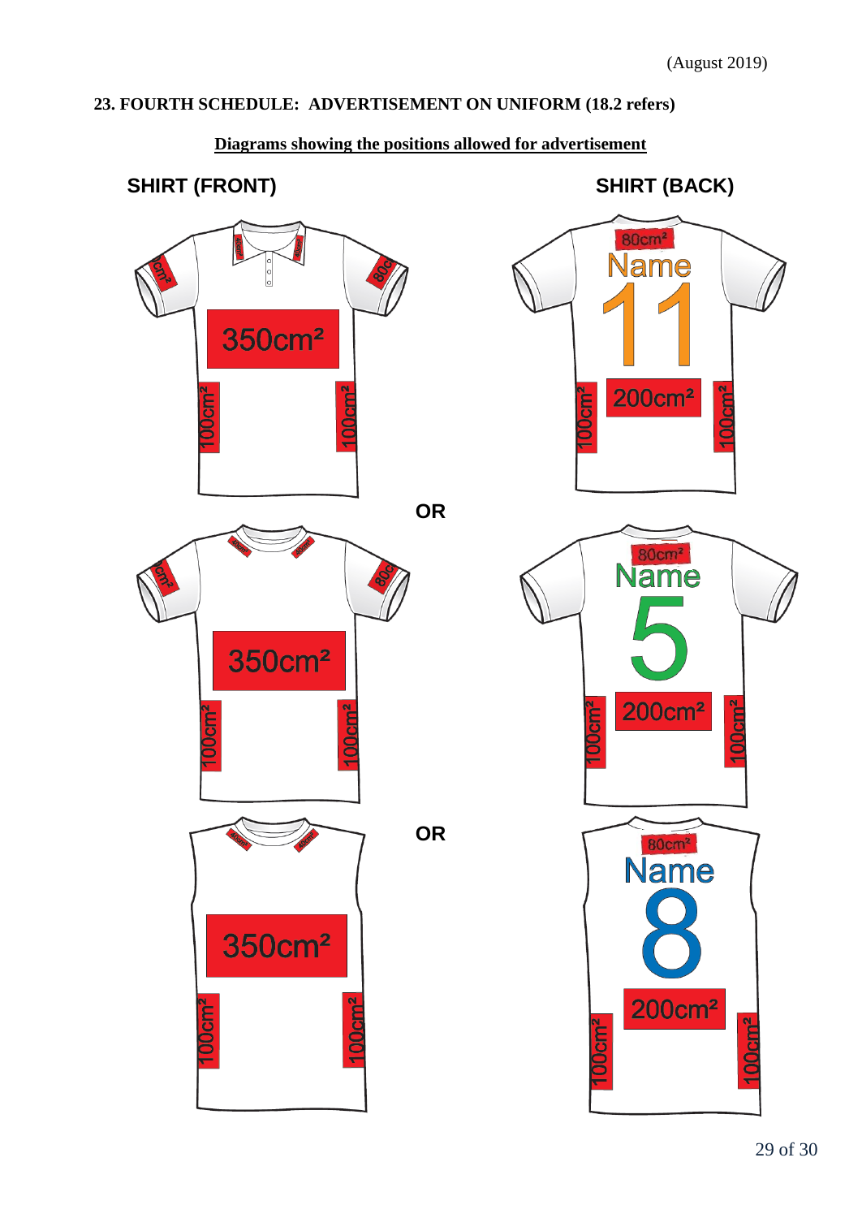(August 2019)

## 23. FOURTH SCHEDULE: ADVERTISEMENT ON UNIFORM (18.2 refers)

**Diagrams showing the positions allowed for advertisement**

**SHIRT (FRONT)**

**SHIRT (BACK)**

80cm²

Name

11

350cm²

200cm²

100cm² 100cm² 100cm² 100cm²

**OR**

80cm²

Name

5

350cm²

200cm²

100cm² 100cm² 100cm² 100cm²

**OR**

80cm²

Name

8

350cm²

200cm²

100cm² 100cm² 100cm² 100cm²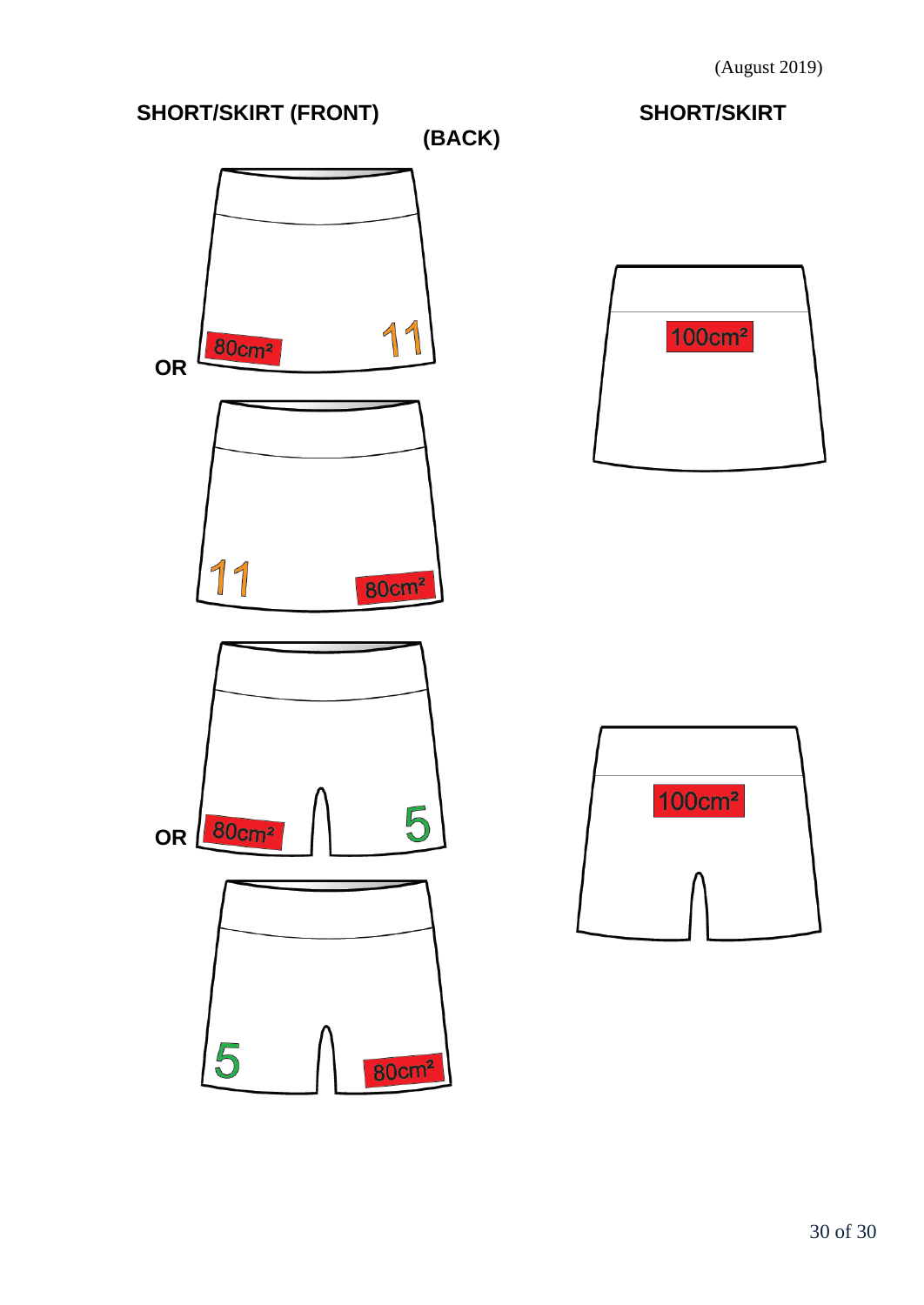**SHORT/SKIRT (FRONT)**

**SHORT/SKIRT (BACK)**

80cm²

11

**OR**

11

80cm²

100cm²

80cm²

5

**OR**

5

80cm²

100cm²